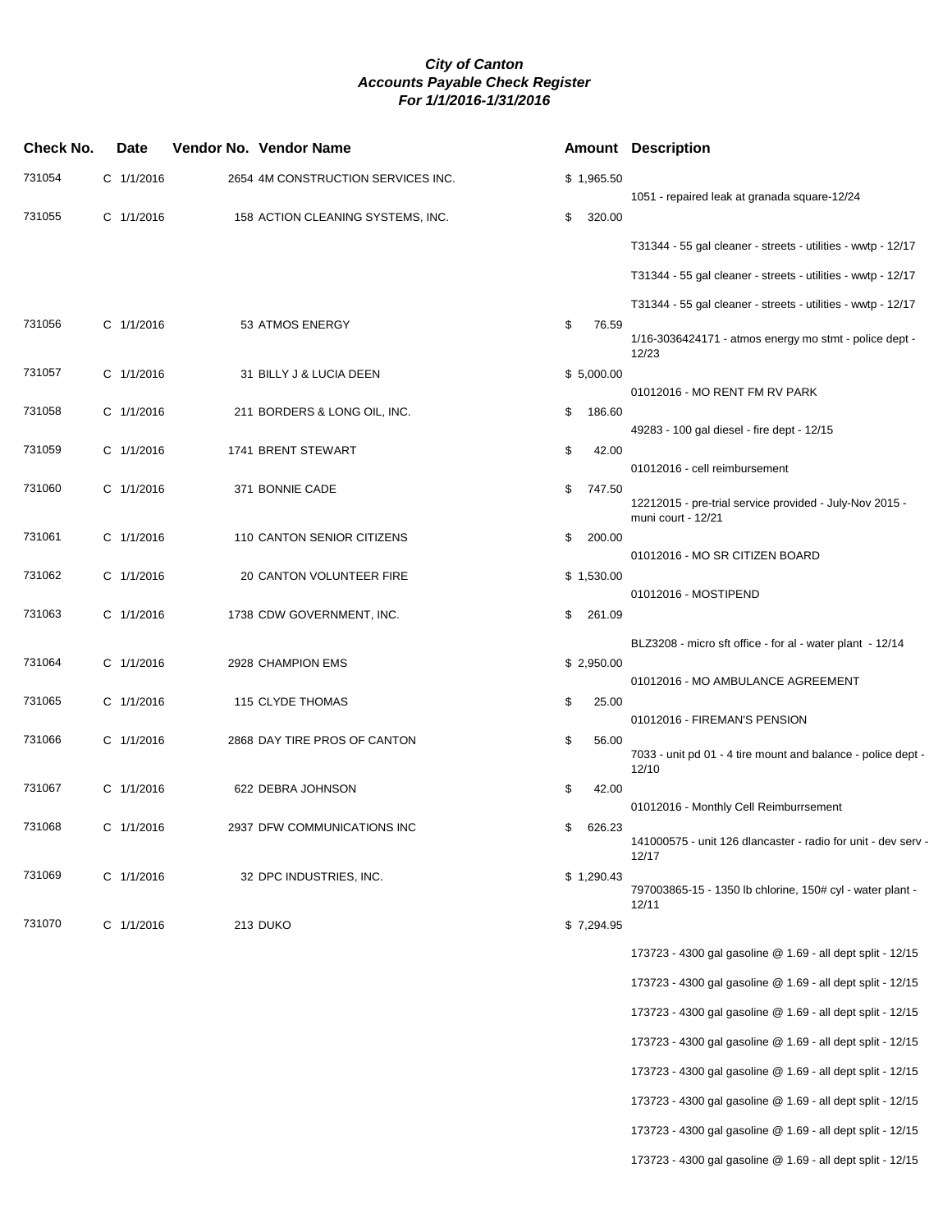# *City of Canton*
## *Accounts Payable Check Register*
### *For 1/1/2016-1/31/2016*

| Check No. | Date | Vendor No. | Vendor Name | Amount | Description |
|---|---|---|---|---|---|
| 731054 | C 1/1/2016 | 2654 | 4M CONSTRUCTION SERVICES INC. | $ 1,965.50 | 1051 - repaired leak at granada square-12/24 |
| 731055 | C 1/1/2016 | 158 | ACTION CLEANING SYSTEMS, INC. | $ 320.00 | T31344 - 55 gal cleaner - streets - utilities - wwtp - 12/17 |
| | | | | | T31344 - 55 gal cleaner - streets - utilities - wwtp - 12/17 |
| | | | | | T31344 - 55 gal cleaner - streets - utilities - wwtp - 12/17 |
| 731056 | C 1/1/2016 | 53 | ATMOS ENERGY | $ 76.59 | 1/16-3036424171 - atmos energy mo stmt - police dept - 12/23 |
| 731057 | C 1/1/2016 | 31 | BILLY J & LUCIA DEEN | $ 5,000.00 | 01012016 - MO RENT FM RV PARK |
| 731058 | C 1/1/2016 | 211 | BORDERS & LONG OIL, INC. | $ 186.60 | 49283 - 100 gal diesel - fire dept - 12/15 |
| 731059 | C 1/1/2016 | 1741 | BRENT STEWART | $ 42.00 | 01012016 - cell reimbursement |
| 731060 | C 1/1/2016 | 371 | BONNIE CADE | $ 747.50 | 12212015 - pre-trial service provided - July-Nov 2015 - muni court - 12/21 |
| 731061 | C 1/1/2016 | 110 | CANTON SENIOR CITIZENS | $ 200.00 | 01012016 - MO SR CITIZEN BOARD |
| 731062 | C 1/1/2016 | 20 | CANTON VOLUNTEER FIRE | $ 1,530.00 | 01012016 - MOSTIPEND |
| 731063 | C 1/1/2016 | 1738 | CDW GOVERNMENT, INC. | $ 261.09 | BLZ3208 - micro sft office - for al - water plant - 12/14 |
| 731064 | C 1/1/2016 | 2928 | CHAMPION EMS | $ 2,950.00 | 01012016 - MO AMBULANCE AGREEMENT |
| 731065 | C 1/1/2016 | 115 | CLYDE THOMAS | $ 25.00 | 01012016 - FIREMAN'S PENSION |
| 731066 | C 1/1/2016 | 2868 | DAY TIRE PROS OF CANTON | $ 56.00 | 7033 - unit pd 01 - 4 tire mount and balance - police dept - 12/10 |
| 731067 | C 1/1/2016 | 622 | DEBRA JOHNSON | $ 42.00 | 01012016 - Monthly Cell Reimburrsement |
| 731068 | C 1/1/2016 | 2937 | DFW COMMUNICATIONS INC | $ 626.23 | 141000575 - unit 126 dlancaster - radio for unit - dev serv - 12/17 |
| 731069 | C 1/1/2016 | 32 | DPC INDUSTRIES, INC. | $ 1,290.43 | 797003865-15 - 1350 lb chlorine, 150# cyl - water plant - 12/11 |
| 731070 | C 1/1/2016 | 213 | DUKO | $ 7,294.95 | 173723 - 4300 gal gasoline @ 1.69 - all dept split - 12/15 |
| | | | | | 173723 - 4300 gal gasoline @ 1.69 - all dept split - 12/15 |
| | | | | | 173723 - 4300 gal gasoline @ 1.69 - all dept split - 12/15 |
| | | | | | 173723 - 4300 gal gasoline @ 1.69 - all dept split - 12/15 |
| | | | | | 173723 - 4300 gal gasoline @ 1.69 - all dept split - 12/15 |
| | | | | | 173723 - 4300 gal gasoline @ 1.69 - all dept split - 12/15 |
| | | | | | 173723 - 4300 gal gasoline @ 1.69 - all dept split - 12/15 |
| | | | | | 173723 - 4300 gal gasoline @ 1.69 - all dept split - 12/15 |
| | | | | | 173723 - 4300 gal gasoline @ 1.69 - all dept split - 12/15 |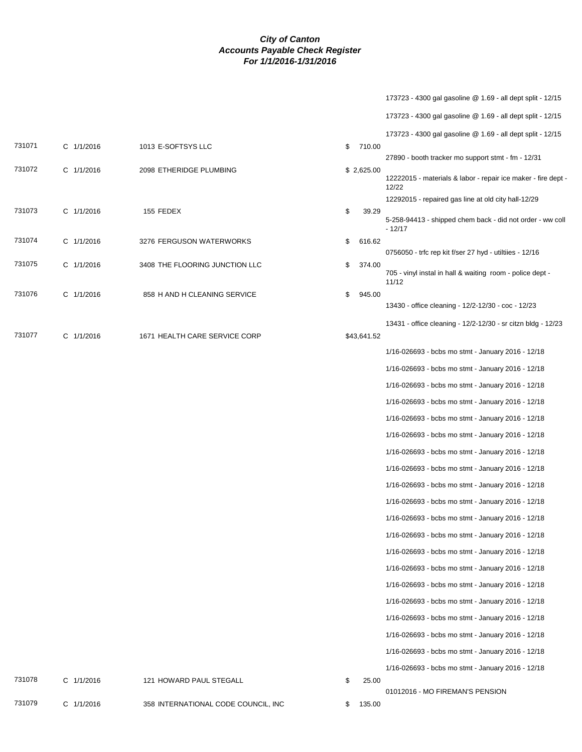# *City of Canton*
# *Accounts Payable Check Register*
# *For 1/1/2016-1/31/2016*

| | | | | |
|---|---|---|---|---|
| | | | | 173723 - 4300 gal gasoline @ 1.69 - all dept split - 12/15 |
| | | | | 173723 - 4300 gal gasoline @ 1.69 - all dept split - 12/15 |
| | | | | 173723 - 4300 gal gasoline @ 1.69 - all dept split - 12/15 |
| 731071 | C 1/1/2016 | 1013 E-SOFTSYS LLC | $ 710.00 | |
| | | | | 27890 - booth tracker mo support stmt - fm - 12/31 |
| 731072 | C 1/1/2016 | 2098 ETHERIDGE PLUMBING | $ 2,625.00 | |
| | | | | 12222015 - materials & labor - repair ice maker - fire dept - 12/22 |
| | | | | 12292015 - repaired gas line at old city hall-12/29 |
| 731073 | C 1/1/2016 | 155 FEDEX | $ 39.29 | |
| | | | | 5-258-94413 - shipped chem back - did not order - ww coll - 12/17 |
| 731074 | C 1/1/2016 | 3276 FERGUSON WATERWORKS | $ 616.62 | |
| | | | | 0756050 - trfc rep kit f/ser 27 hyd - utiltiies - 12/16 |
| 731075 | C 1/1/2016 | 3408 THE FLOORING JUNCTION LLC | $ 374.00 | |
| | | | | 705 - vinyl instal in hall & waiting room - police dept - 11/12 |
| 731076 | C 1/1/2016 | 858 H AND H CLEANING SERVICE | $ 945.00 | |
| | | | | 13430 - office cleaning - 12/2-12/30 - coc - 12/23 |
| | | | | 13431 - office cleaning - 12/2-12/30 - sr citzn bldg - 12/23 |
| 731077 | C 1/1/2016 | 1671 HEALTH CARE SERVICE CORP | $43,641.52 | |
| | | | | 1/16-026693 - bcbs mo stmt - January 2016 - 12/18 |
| | | | | 1/16-026693 - bcbs mo stmt - January 2016 - 12/18 |
| | | | | 1/16-026693 - bcbs mo stmt - January 2016 - 12/18 |
| | | | | 1/16-026693 - bcbs mo stmt - January 2016 - 12/18 |
| | | | | 1/16-026693 - bcbs mo stmt - January 2016 - 12/18 |
| | | | | 1/16-026693 - bcbs mo stmt - January 2016 - 12/18 |
| | | | | 1/16-026693 - bcbs mo stmt - January 2016 - 12/18 |
| | | | | 1/16-026693 - bcbs mo stmt - January 2016 - 12/18 |
| | | | | 1/16-026693 - bcbs mo stmt - January 2016 - 12/18 |
| | | | | 1/16-026693 - bcbs mo stmt - January 2016 - 12/18 |
| | | | | 1/16-026693 - bcbs mo stmt - January 2016 - 12/18 |
| | | | | 1/16-026693 - bcbs mo stmt - January 2016 - 12/18 |
| | | | | 1/16-026693 - bcbs mo stmt - January 2016 - 12/18 |
| | | | | 1/16-026693 - bcbs mo stmt - January 2016 - 12/18 |
| | | | | 1/16-026693 - bcbs mo stmt - January 2016 - 12/18 |
| | | | | 1/16-026693 - bcbs mo stmt - January 2016 - 12/18 |
| | | | | 1/16-026693 - bcbs mo stmt - January 2016 - 12/18 |
| | | | | 1/16-026693 - bcbs mo stmt - January 2016 - 12/18 |
| | | | | 1/16-026693 - bcbs mo stmt - January 2016 - 12/18 |
| | | | | 1/16-026693 - bcbs mo stmt - January 2016 - 12/18 |
| 731078 | C 1/1/2016 | 121 HOWARD PAUL STEGALL | $ 25.00 | |
| | | | | 01012016 - MO FIREMAN'S PENSION |
| 731079 | C 1/1/2016 | 358 INTERNATIONAL CODE COUNCIL, INC | $ 135.00 | |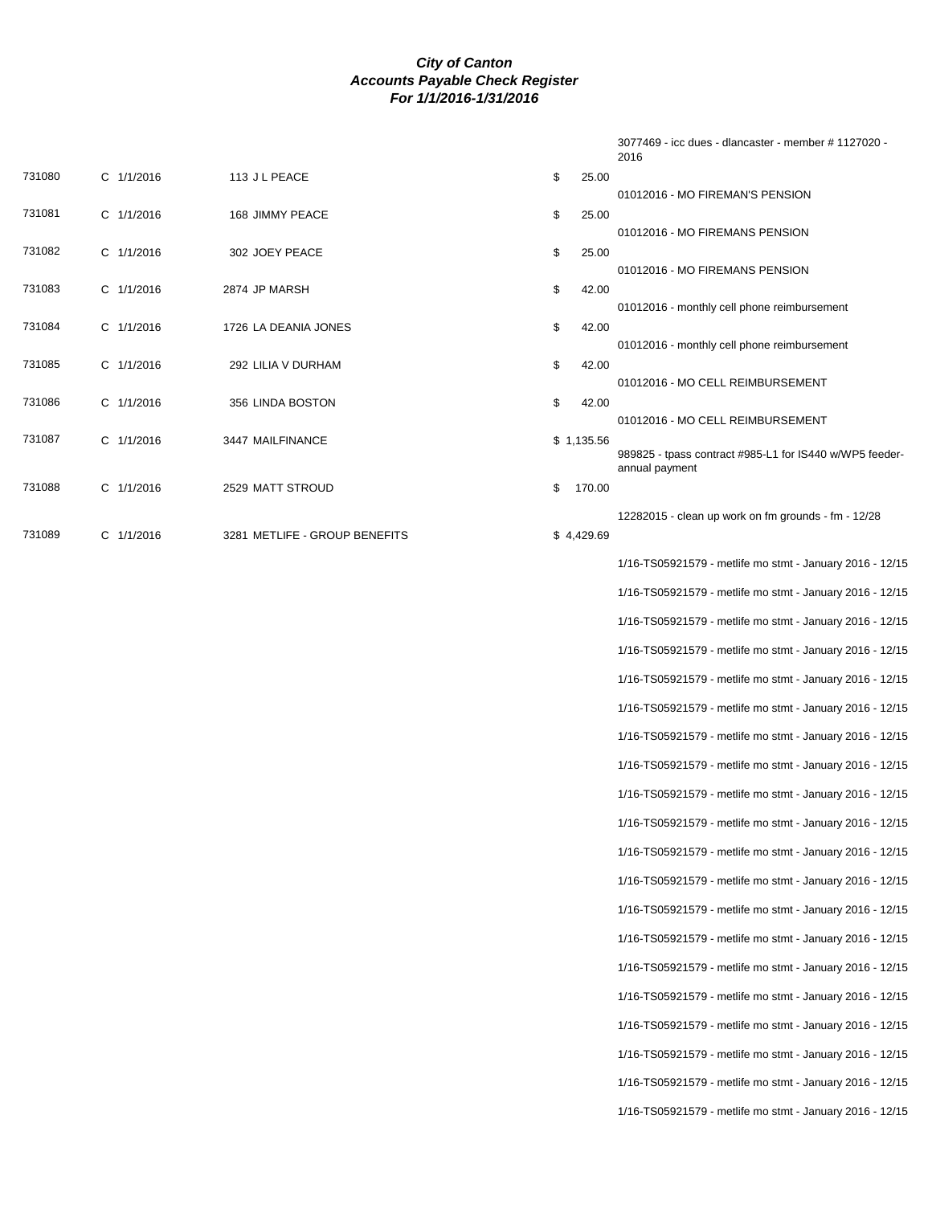**City of Canton**
**Accounts Payable Check Register**
**For 1/1/2016-1/31/2016**

| Check # | Date | Vendor | Amount | Description |
|---|---|---|---|---|
| | | | | 3077469 - icc dues - dlancaster - member # 1127020 - 2016 |
| 731080 | C 1/1/2016 | 113 J L PEACE | $ 25.00 | 01012016 - MO FIREMAN'S PENSION |
| 731081 | C 1/1/2016 | 168 JIMMY PEACE | $ 25.00 | 01012016 - MO FIREMANS PENSION |
| 731082 | C 1/1/2016 | 302 JOEY PEACE | $ 25.00 | 01012016 - MO FIREMANS PENSION |
| 731083 | C 1/1/2016 | 2874 JP MARSH | $ 42.00 | 01012016 - monthly cell phone reimbursement |
| 731084 | C 1/1/2016 | 1726 LA DEANIA JONES | $ 42.00 | 01012016 - monthly cell phone reimbursement |
| 731085 | C 1/1/2016 | 292 LILIA V DURHAM | $ 42.00 | 01012016 - MO CELL REIMBURSEMENT |
| 731086 | C 1/1/2016 | 356 LINDA BOSTON | $ 42.00 | 01012016 - MO CELL REIMBURSEMENT |
| 731087 | C 1/1/2016 | 3447 MAILFINANCE | $ 1,135.56 | 989825 - tpass contract #985-L1 for IS440 w/WP5 feeder-annual payment |
| 731088 | C 1/1/2016 | 2529 MATT STROUD | $ 170.00 | 12282015 - clean up work on fm grounds - fm - 12/28 |
| 731089 | C 1/1/2016 | 3281 METLIFE - GROUP BENEFITS | $ 4,429.69 | 1/16-TS05921579 - metlife mo stmt - January 2016 - 12/15 |
| | | | | 1/16-TS05921579 - metlife mo stmt - January 2016 - 12/15 |
| | | | | 1/16-TS05921579 - metlife mo stmt - January 2016 - 12/15 |
| | | | | 1/16-TS05921579 - metlife mo stmt - January 2016 - 12/15 |
| | | | | 1/16-TS05921579 - metlife mo stmt - January 2016 - 12/15 |
| | | | | 1/16-TS05921579 - metlife mo stmt - January 2016 - 12/15 |
| | | | | 1/16-TS05921579 - metlife mo stmt - January 2016 - 12/15 |
| | | | | 1/16-TS05921579 - metlife mo stmt - January 2016 - 12/15 |
| | | | | 1/16-TS05921579 - metlife mo stmt - January 2016 - 12/15 |
| | | | | 1/16-TS05921579 - metlife mo stmt - January 2016 - 12/15 |
| | | | | 1/16-TS05921579 - metlife mo stmt - January 2016 - 12/15 |
| | | | | 1/16-TS05921579 - metlife mo stmt - January 2016 - 12/15 |
| | | | | 1/16-TS05921579 - metlife mo stmt - January 2016 - 12/15 |
| | | | | 1/16-TS05921579 - metlife mo stmt - January 2016 - 12/15 |
| | | | | 1/16-TS05921579 - metlife mo stmt - January 2016 - 12/15 |
| | | | | 1/16-TS05921579 - metlife mo stmt - January 2016 - 12/15 |
| | | | | 1/16-TS05921579 - metlife mo stmt - January 2016 - 12/15 |
| | | | | 1/16-TS05921579 - metlife mo stmt - January 2016 - 12/15 |
| | | | | 1/16-TS05921579 - metlife mo stmt - January 2016 - 12/15 |
| | | | | 1/16-TS05921579 - metlife mo stmt - January 2016 - 12/15 |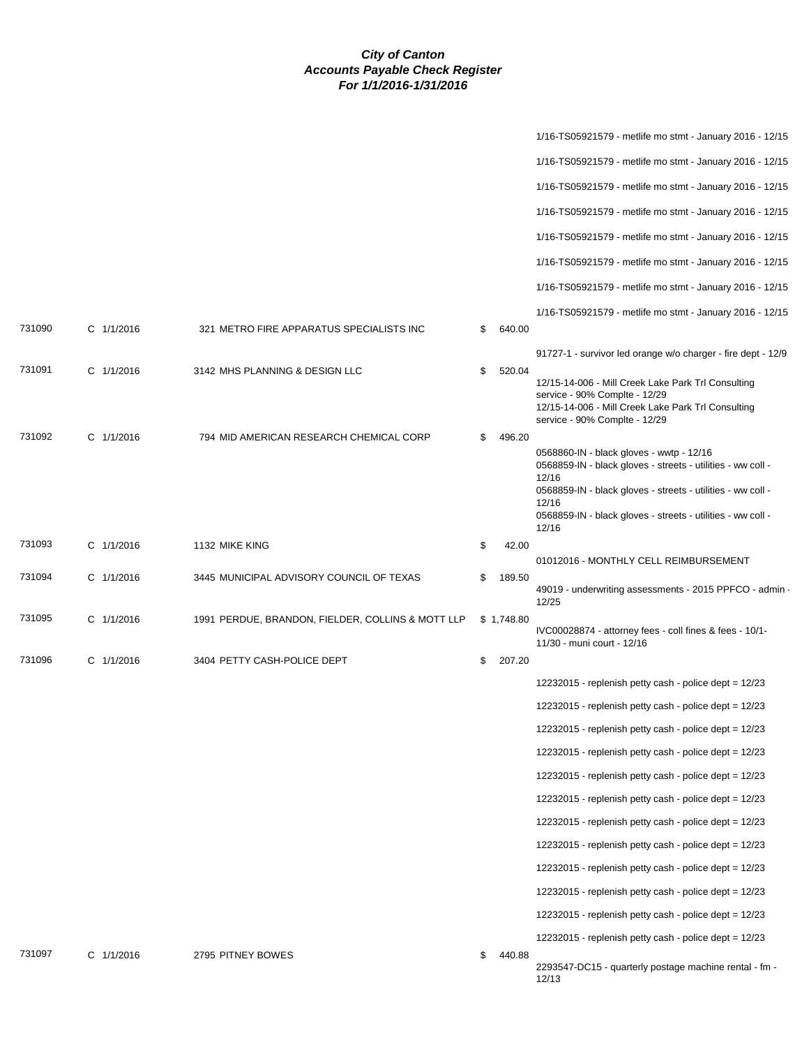# *City of Canton*
# *Accounts Payable Check Register*
# *For 1/1/2016-1/31/2016*

| Check # | Type/Date | Vendor | Amount | Description |
|---|---|---|---|---|
| | | | | 1/16-TS05921579 - metlife mo stmt - January 2016 - 12/15 |
| | | | | 1/16-TS05921579 - metlife mo stmt - January 2016 - 12/15 |
| | | | | 1/16-TS05921579 - metlife mo stmt - January 2016 - 12/15 |
| | | | | 1/16-TS05921579 - metlife mo stmt - January 2016 - 12/15 |
| | | | | 1/16-TS05921579 - metlife mo stmt - January 2016 - 12/15 |
| | | | | 1/16-TS05921579 - metlife mo stmt - January 2016 - 12/15 |
| | | | | 1/16-TS05921579 - metlife mo stmt - January 2016 - 12/15 |
| | | | | 1/16-TS05921579 - metlife mo stmt - January 2016 - 12/15 |
| 731090 | C 1/1/2016 | 321 METRO FIRE APPARATUS SPECIALISTS INC | $ 640.00 | |
| | | | | 91727-1 - survivor led orange w/o charger - fire dept - 12/9 |
| 731091 | C 1/1/2016 | 3142 MHS PLANNING & DESIGN LLC | $ 520.04 | |
| | | | | 12/15-14-006 - Mill Creek Lake Park Trl Consulting service - 90% Complte - 12/29 |
| | | | | 12/15-14-006 - Mill Creek Lake Park Trl Consulting service - 90% Complte - 12/29 |
| 731092 | C 1/1/2016 | 794 MID AMERICAN RESEARCH CHEMICAL CORP | $ 496.20 | |
| | | | | 0568860-IN - black gloves - wwtp - 12/16 |
| | | | | 0568859-IN - black gloves - streets - utilities - ww coll - 12/16 |
| | | | | 0568859-IN - black gloves - streets - utilities - ww coll - 12/16 |
| | | | | 0568859-IN - black gloves - streets - utilities - ww coll - 12/16 |
| 731093 | C 1/1/2016 | 1132 MIKE KING | $ 42.00 | |
| | | | | 01012016 - MONTHLY CELL REIMBURSEMENT |
| 731094 | C 1/1/2016 | 3445 MUNICIPAL ADVISORY COUNCIL OF TEXAS | $ 189.50 | |
| | | | | 49019 - underwriting assessments - 2015 PPFCO - admin - 12/25 |
| 731095 | C 1/1/2016 | 1991 PERDUE, BRANDON, FIELDER, COLLINS & MOTT LLP | $ 1,748.80 | |
| | | | | IVC00028874 - attorney fees - coll fines & fees - 10/1-11/30 - muni court - 12/16 |
| 731096 | C 1/1/2016 | 3404 PETTY CASH-POLICE DEPT | $ 207.20 | |
| | | | | 12232015 - replenish petty cash - police dept = 12/23 |
| | | | | 12232015 - replenish petty cash - police dept = 12/23 |
| | | | | 12232015 - replenish petty cash - police dept = 12/23 |
| | | | | 12232015 - replenish petty cash - police dept = 12/23 |
| | | | | 12232015 - replenish petty cash - police dept = 12/23 |
| | | | | 12232015 - replenish petty cash - police dept = 12/23 |
| | | | | 12232015 - replenish petty cash - police dept = 12/23 |
| | | | | 12232015 - replenish petty cash - police dept = 12/23 |
| | | | | 12232015 - replenish petty cash - police dept = 12/23 |
| | | | | 12232015 - replenish petty cash - police dept = 12/23 |
| | | | | 12232015 - replenish petty cash - police dept = 12/23 |
| | | | | 12232015 - replenish petty cash - police dept = 12/23 |
| 731097 | C 1/1/2016 | 2795 PITNEY BOWES | $ 440.88 | |
| | | | | 2293547-DC15 - quarterly postage machine rental - fm - 12/13 |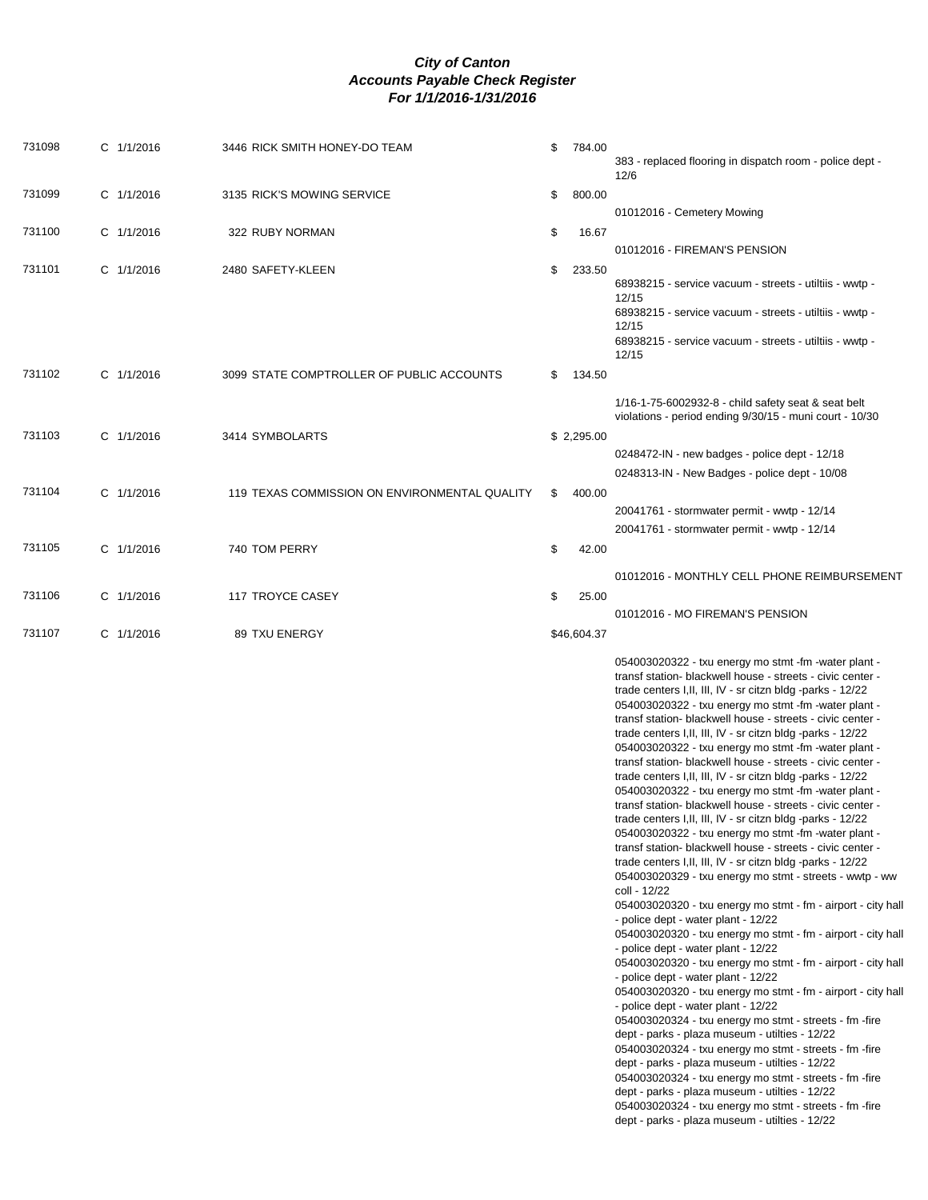# City of Canton
## Accounts Payable Check Register
### For 1/1/2016-1/31/2016

| Check # | Type/Date | Vendor | Amount | Description |
|---|---|---|---|---|
| 731098 | C 1/1/2016 | 3446 RICK SMITH HONEY-DO TEAM | $ 784.00 | 383 - replaced flooring in dispatch room - police dept - 12/6 |
| 731099 | C 1/1/2016 | 3135 RICK'S MOWING SERVICE | $ 800.00 | 01012016 - Cemetery Mowing |
| 731100 | C 1/1/2016 | 322 RUBY NORMAN | $ 16.67 | 01012016 - FIREMAN'S PENSION |
| 731101 | C 1/1/2016 | 2480 SAFETY-KLEEN | $ 233.50 | 68938215 - service vacuum - streets - utiltiis - wwtp - 12/15 |
| | | | | 68938215 - service vacuum - streets - utiltiis - wwtp - 12/15 |
| | | | | 68938215 - service vacuum - streets - utiltiis - wwtp - 12/15 |
| 731102 | C 1/1/2016 | 3099 STATE COMPTROLLER OF PUBLIC ACCOUNTS | $ 134.50 | 1/16-1-75-6002932-8 - child safety seat & seat belt violations - period ending 9/30/15 - muni court - 10/30 |
| 731103 | C 1/1/2016 | 3414 SYMBOLARTS | $ 2,295.00 | 0248472-IN - new badges - police dept - 12/18 |
| | | | | 0248313-IN - New Badges - police dept - 10/08 |
| 731104 | C 1/1/2016 | 119 TEXAS COMMISSION ON ENVIRONMENTAL QUALITY | $ 400.00 | 20041761 - stormwater permit - wwtp - 12/14 |
| | | | | 20041761 - stormwater permit - wwtp - 12/14 |
| 731105 | C 1/1/2016 | 740 TOM PERRY | $ 42.00 | 01012016 - MONTHLY CELL PHONE REIMBURSEMENT |
| 731106 | C 1/1/2016 | 117 TROYCE CASEY | $ 25.00 | 01012016 - MO FIREMAN'S PENSION |
| 731107 | C 1/1/2016 | 89 TXU ENERGY | $46,604.37 | 054003020322 - txu energy mo stmt -fm -water plant - transf station- blackwell house - streets - civic center - trade centers I,II, III, IV - sr citzn bldg -parks - 12/22 |
| | | | | 054003020322 - txu energy mo stmt -fm -water plant - transf station- blackwell house - streets - civic center - trade centers I,II, III, IV - sr citzn bldg -parks - 12/22 |
| | | | | 054003020322 - txu energy mo stmt -fm -water plant - transf station- blackwell house - streets - civic center - trade centers I,II, III, IV - sr citzn bldg -parks - 12/22 |
| | | | | 054003020322 - txu energy mo stmt -fm -water plant - transf station- blackwell house - streets - civic center - trade centers I,II, III, IV - sr citzn bldg -parks - 12/22 |
| | | | | 054003020322 - txu energy mo stmt -fm -water plant - transf station- blackwell house - streets - civic center - trade centers I,II, III, IV - sr citzn bldg -parks - 12/22 |
| | | | | 054003020329 - txu energy mo stmt - streets - wwtp - ww coll - 12/22 |
| | | | | 054003020320 - txu energy mo stmt - fm - airport - city hall - police dept - water plant - 12/22 |
| | | | | 054003020320 - txu energy mo stmt - fm - airport - city hall - police dept - water plant - 12/22 |
| | | | | 054003020320 - txu energy mo stmt - fm - airport - city hall - police dept - water plant - 12/22 |
| | | | | 054003020320 - txu energy mo stmt - fm - airport - city hall - police dept - water plant - 12/22 |
| | | | | 054003020324 - txu energy mo stmt - streets - fm -fire dept - parks - plaza museum - utilties - 12/22 |
| | | | | 054003020324 - txu energy mo stmt - streets - fm -fire dept - parks - plaza museum - utilties - 12/22 |
| | | | | 054003020324 - txu energy mo stmt - streets - fm -fire dept - parks - plaza museum - utilties - 12/22 |
| | | | | 054003020324 - txu energy mo stmt - streets - fm -fire dept - parks - plaza museum - utilties - 12/22 |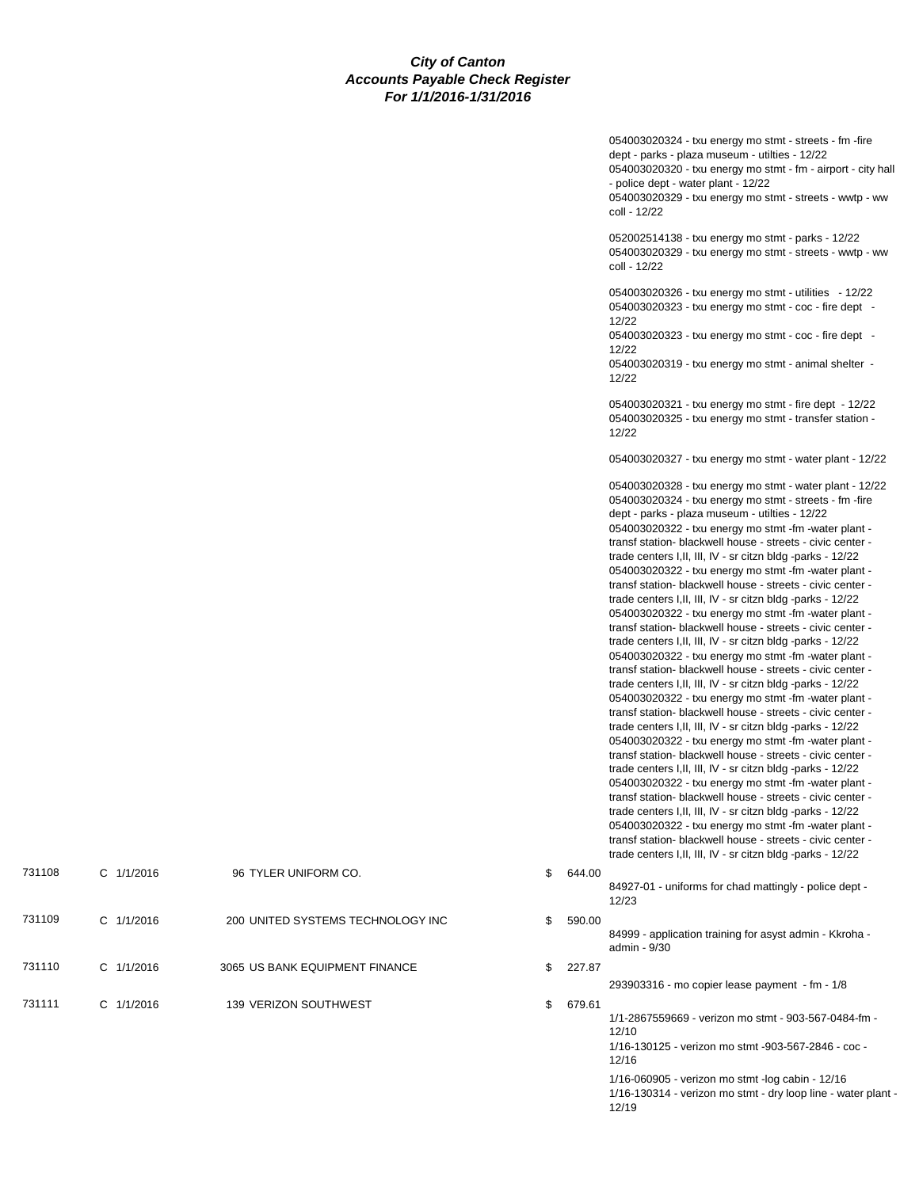**City of Canton**
**Accounts Payable Check Register**
**For 1/1/2016-1/31/2016**

| Check # | Type | Date | Vendor | Amount | Description |
|---|---|---|---|---|---|
| | | | | | 054003020324 - txu energy mo stmt - streets - fm -fire dept - parks - plaza museum - utilties - 12/22<br>054003020320 - txu energy mo stmt - fm - airport - city hall - police dept - water plant - 12/22<br>054003020329 - txu energy mo stmt - streets - wwtp - ww coll - 12/22 |
| | | | | | 052002514138 - txu energy mo stmt - parks - 12/22<br>054003020329 - txu energy mo stmt - streets - wwtp - ww coll - 12/22 |
| | | | | | 054003020326 - txu energy mo stmt - utilities - 12/22<br>054003020323 - txu energy mo stmt - coc - fire dept - 12/22<br>054003020323 - txu energy mo stmt - coc - fire dept - 12/22<br>054003020319 - txu energy mo stmt - animal shelter - 12/22 |
| | | | | | 054003020321 - txu energy mo stmt - fire dept - 12/22<br>054003020325 - txu energy mo stmt - transfer station - 12/22 |
| | | | | | 054003020327 - txu energy mo stmt - water plant - 12/22 |
| | | | | | 054003020328 - txu energy mo stmt - water plant - 12/22<br>054003020324 - txu energy mo stmt - streets - fm -fire dept - parks - plaza museum - utilties - 12/22<br>054003020322 - txu energy mo stmt -fm -water plant - transf station- blackwell house - streets - civic center - trade centers I,II, III, IV - sr citzn bldg -parks - 12/22<br>054003020322 - txu energy mo stmt -fm -water plant - transf station- blackwell house - streets - civic center - trade centers I,II, III, IV - sr citzn bldg -parks - 12/22<br>054003020322 - txu energy mo stmt -fm -water plant - transf station- blackwell house - streets - civic center - trade centers I,II, III, IV - sr citzn bldg -parks - 12/22<br>054003020322 - txu energy mo stmt -fm -water plant - transf station- blackwell house - streets - civic center - trade centers I,II, III, IV - sr citzn bldg -parks - 12/22<br>054003020322 - txu energy mo stmt -fm -water plant - transf station- blackwell house - streets - civic center - trade centers I,II, III, IV - sr citzn bldg -parks - 12/22<br>054003020322 - txu energy mo stmt -fm -water plant - transf station- blackwell house - streets - civic center - trade centers I,II, III, IV - sr citzn bldg -parks - 12/22<br>054003020322 - txu energy mo stmt -fm -water plant - transf station- blackwell house - streets - civic center - trade centers I,II, III, IV - sr citzn bldg -parks - 12/22<br>054003020322 - txu energy mo stmt -fm -water plant - transf station- blackwell house - streets - civic center - trade centers I,II, III, IV - sr citzn bldg -parks - 12/22 |
| 731108 | C | 1/1/2016 | 96 TYLER UNIFORM CO. | $ 644.00 | 84927-01 - uniforms for chad mattingly - police dept - 12/23 |
| 731109 | C | 1/1/2016 | 200 UNITED SYSTEMS TECHNOLOGY INC | $ 590.00 | 84999 - application training for asyst admin - Kkroha - admin - 9/30 |
| 731110 | C | 1/1/2016 | 3065 US BANK EQUIPMENT FINANCE | $ 227.87 | 293903316 - mo copier lease payment - fm - 1/8 |
| 731111 | C | 1/1/2016 | 139 VERIZON SOUTHWEST | $ 679.61 | 1/1-2867559669 - verizon mo stmt - 903-567-0484-fm - 12/10<br>1/16-130125 - verizon mo stmt -903-567-2846 - coc - 12/16<br>1/16-060905 - verizon mo stmt -log cabin - 12/16<br>1/16-130314 - verizon mo stmt - dry loop line - water plant - 12/19 |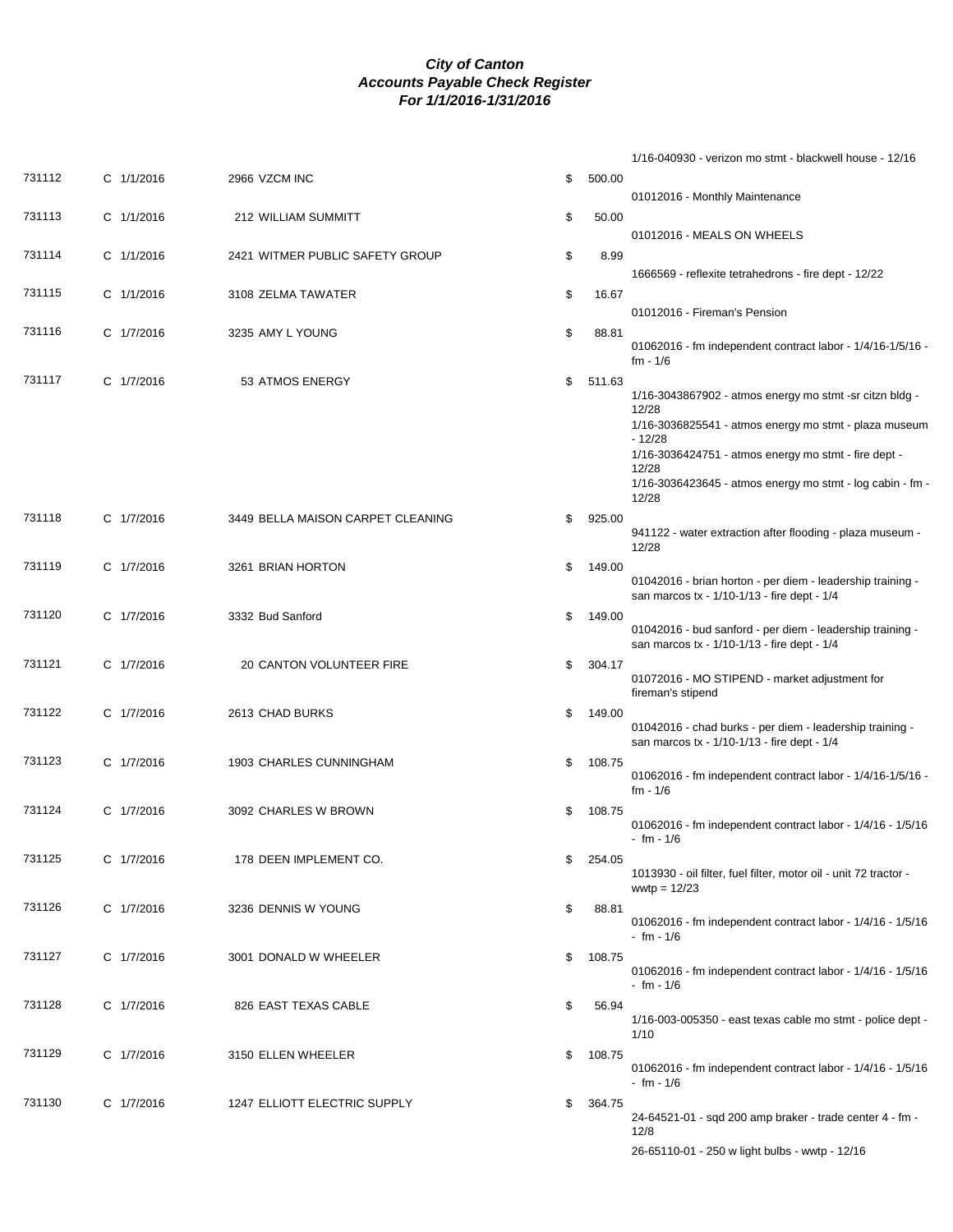# *City of Canton*
# *Accounts Payable Check Register*
# *For 1/1/2016-1/31/2016*

| Check # | Type/Date | Vendor | Amount | Description |
|---|---|---|---|---|
| | | | | 1/16-040930 - verizon mo stmt - blackwell house - 12/16 |
| 731112 | C 1/1/2016 | 2966 VZCM INC | $ 500.00 | |
| | | | | 01012016 - Monthly Maintenance |
| 731113 | C 1/1/2016 | 212 WILLIAM SUMMITT | $ 50.00 | |
| | | | | 01012016 - MEALS ON WHEELS |
| 731114 | C 1/1/2016 | 2421 WITMER PUBLIC SAFETY GROUP | $ 8.99 | |
| | | | | 1666569 - reflexite tetrahedrons - fire dept - 12/22 |
| 731115 | C 1/1/2016 | 3108 ZELMA TAWATER | $ 16.67 | |
| | | | | 01012016 - Fireman's Pension |
| 731116 | C 1/7/2016 | 3235 AMY L YOUNG | $ 88.81 | |
| | | | | 01062016 - fm independent contract labor - 1/4/16-1/5/16 - fm - 1/6 |
| 731117 | C 1/7/2016 | 53 ATMOS ENERGY | $ 511.63 | |
| | | | | 1/16-3043867902 - atmos energy mo stmt -sr citzn bldg - 12/28 |
| | | | | 1/16-3036825541 - atmos energy mo stmt - plaza museum - 12/28 |
| | | | | 1/16-3036424751 - atmos energy mo stmt - fire dept - 12/28 |
| | | | | 1/16-3036423645 - atmos energy mo stmt - log cabin - fm - 12/28 |
| 731118 | C 1/7/2016 | 3449 BELLA MAISON CARPET CLEANING | $ 925.00 | |
| | | | | 941122 - water extraction after flooding - plaza museum - 12/28 |
| 731119 | C 1/7/2016 | 3261 BRIAN HORTON | $ 149.00 | |
| | | | | 01042016 - brian horton - per diem - leadership training - san marcos tx - 1/10-1/13 - fire dept - 1/4 |
| 731120 | C 1/7/2016 | 3332 Bud Sanford | $ 149.00 | |
| | | | | 01042016 - bud sanford - per diem - leadership training - san marcos tx - 1/10-1/13 - fire dept - 1/4 |
| 731121 | C 1/7/2016 | 20 CANTON VOLUNTEER FIRE | $ 304.17 | |
| | | | | 01072016 - MO STIPEND - market adjustment for fireman's stipend |
| 731122 | C 1/7/2016 | 2613 CHAD BURKS | $ 149.00 | |
| | | | | 01042016 - chad burks - per diem - leadership training - san marcos tx - 1/10-1/13 - fire dept - 1/4 |
| 731123 | C 1/7/2016 | 1903 CHARLES CUNNINGHAM | $ 108.75 | |
| | | | | 01062016 - fm independent contract labor - 1/4/16-1/5/16 - fm - 1/6 |
| 731124 | C 1/7/2016 | 3092 CHARLES W BROWN | $ 108.75 | |
| | | | | 01062016 - fm independent contract labor - 1/4/16 - 1/5/16 - fm - 1/6 |
| 731125 | C 1/7/2016 | 178 DEEN IMPLEMENT CO. | $ 254.05 | |
| | | | | 1013930 - oil filter, fuel filter, motor oil - unit 72 tractor - wwtp = 12/23 |
| 731126 | C 1/7/2016 | 3236 DENNIS W YOUNG | $ 88.81 | |
| | | | | 01062016 - fm independent contract labor - 1/4/16 - 1/5/16 - fm - 1/6 |
| 731127 | C 1/7/2016 | 3001 DONALD W WHEELER | $ 108.75 | |
| | | | | 01062016 - fm independent contract labor - 1/4/16 - 1/5/16 - fm - 1/6 |
| 731128 | C 1/7/2016 | 826 EAST TEXAS CABLE | $ 56.94 | |
| | | | | 1/16-003-005350 - east texas cable mo stmt - police dept - 1/10 |
| 731129 | C 1/7/2016 | 3150 ELLEN WHEELER | $ 108.75 | |
| | | | | 01062016 - fm independent contract labor - 1/4/16 - 1/5/16 - fm - 1/6 |
| 731130 | C 1/7/2016 | 1247 ELLIOTT ELECTRIC SUPPLY | $ 364.75 | |
| | | | | 24-64521-01 - sqd 200 amp braker - trade center 4 - fm - 12/8 |
| | | | | 26-65110-01 - 250 w light bulbs - wwtp - 12/16 |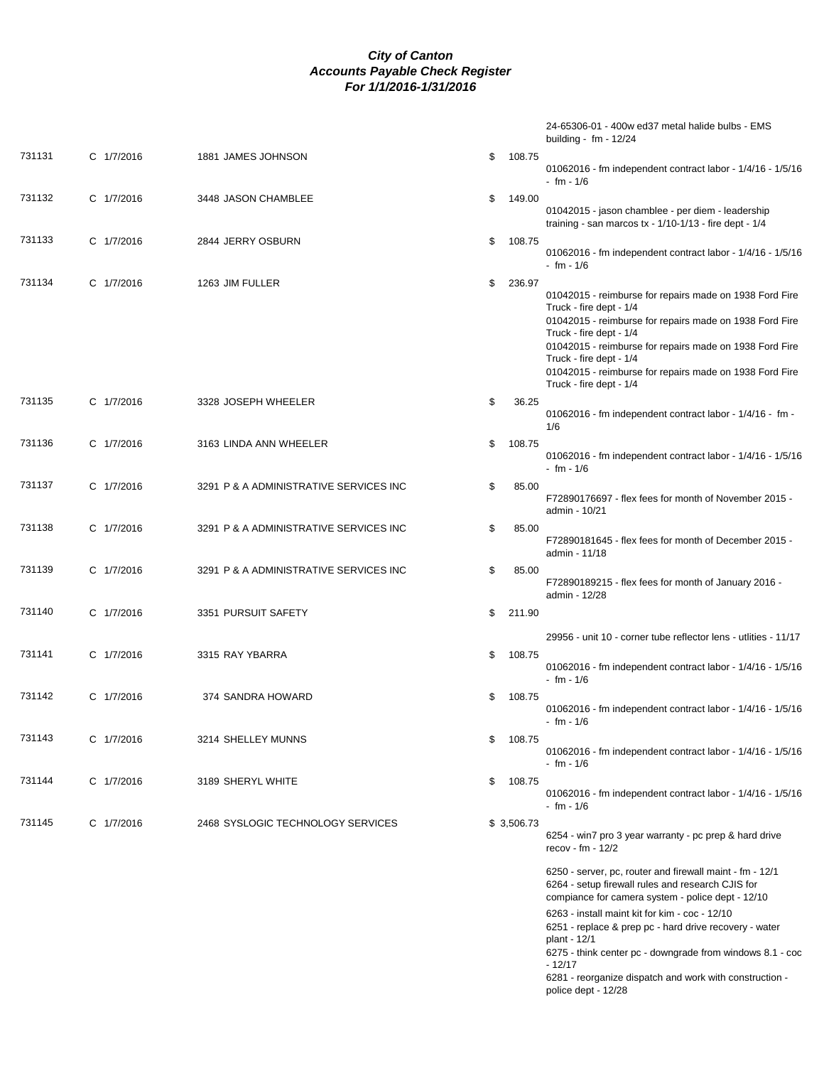# *City of Canton*
## *Accounts Payable Check Register*
### *For 1/1/2016-1/31/2016*

| | | | | |
|---|---|---|---|---|
| | | | | 24-65306-01 - 400w ed37 metal halide bulbs - EMS building - fm - 12/24 |
| 731131 | C 1/7/2016 | 1881 JAMES JOHNSON | $ 108.75 | 01062016 - fm independent contract labor - 1/4/16 - 1/5/16 - fm - 1/6 |
| 731132 | C 1/7/2016 | 3448 JASON CHAMBLEE | $ 149.00 | 01042015 - jason chamblee - per diem - leadership training - san marcos tx - 1/10-1/13 - fire dept - 1/4 |
| 731133 | C 1/7/2016 | 2844 JERRY OSBURN | $ 108.75 | 01062016 - fm independent contract labor - 1/4/16 - 1/5/16 - fm - 1/6 |
| 731134 | C 1/7/2016 | 1263 JIM FULLER | $ 236.97 | 01042015 - reimburse for repairs made on 1938 Ford Fire Truck - fire dept - 1/4<br>01042015 - reimburse for repairs made on 1938 Ford Fire Truck - fire dept - 1/4<br>01042015 - reimburse for repairs made on 1938 Ford Fire Truck - fire dept - 1/4<br>01042015 - reimburse for repairs made on 1938 Ford Fire Truck - fire dept - 1/4 |
| 731135 | C 1/7/2016 | 3328 JOSEPH WHEELER | $ 36.25 | 01062016 - fm independent contract labor - 1/4/16 - fm - 1/6 |
| 731136 | C 1/7/2016 | 3163 LINDA ANN WHEELER | $ 108.75 | 01062016 - fm independent contract labor - 1/4/16 - 1/5/16 - fm - 1/6 |
| 731137 | C 1/7/2016 | 3291 P & A ADMINISTRATIVE SERVICES INC | $ 85.00 | F72890176697 - flex fees for month of November 2015 - admin - 10/21 |
| 731138 | C 1/7/2016 | 3291 P & A ADMINISTRATIVE SERVICES INC | $ 85.00 | F72890181645 - flex fees for month of December 2015 - admin - 11/18 |
| 731139 | C 1/7/2016 | 3291 P & A ADMINISTRATIVE SERVICES INC | $ 85.00 | F72890189215 - flex fees for month of January 2016 - admin - 12/28 |
| 731140 | C 1/7/2016 | 3351 PURSUIT SAFETY | $ 211.90 | 29956 - unit 10 - corner tube reflector lens - utlities - 11/17 |
| 731141 | C 1/7/2016 | 3315 RAY YBARRA | $ 108.75 | 01062016 - fm independent contract labor - 1/4/16 - 1/5/16 - fm - 1/6 |
| 731142 | C 1/7/2016 | 374 SANDRA HOWARD | $ 108.75 | 01062016 - fm independent contract labor - 1/4/16 - 1/5/16 - fm - 1/6 |
| 731143 | C 1/7/2016 | 3214 SHELLEY MUNNS | $ 108.75 | 01062016 - fm independent contract labor - 1/4/16 - 1/5/16 - fm - 1/6 |
| 731144 | C 1/7/2016 | 3189 SHERYL WHITE | $ 108.75 | 01062016 - fm independent contract labor - 1/4/16 - 1/5/16 - fm - 1/6 |
| 731145 | C 1/7/2016 | 2468 SYSLOGIC TECHNOLOGY SERVICES | $ 3,506.73 | 6254 - win7 pro 3 year warranty - pc prep & hard drive recov - fm - 12/2<br>6250 - server, pc, router and firewall maint - fm - 12/1<br>6264 - setup firewall rules and research CJIS for compiance for camera system - police dept - 12/10<br>6263 - install maint kit for kim - coc - 12/10<br>6251 - replace & prep pc - hard drive recovery - water plant - 12/1<br>6275 - think center pc - downgrade from windows 8.1 - coc - 12/17<br>6281 - reorganize dispatch and work with construction - police dept - 12/28 |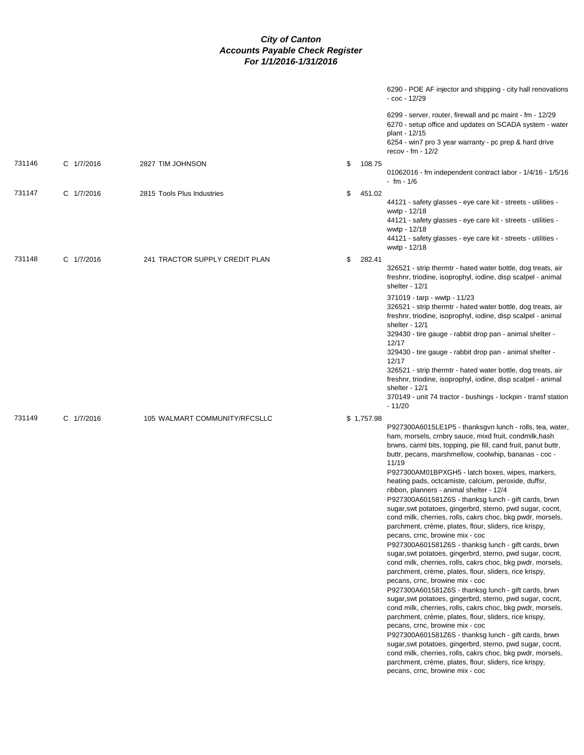# City of Canton
# Accounts Payable Check Register
# For 1/1/2016-1/31/2016

| Check # | Date | Vendor | Amount | Description |
|---|---|---|---|---|
| | | | | 6290 - POE AF injector and shipping - city hall renovations - coc - 12/29 |
| | | | | 6299 - server, router, firewall and pc maint - fm - 12/29<br>6270 - setup office and updates on SCADA system - water plant - 12/15<br>6254 - win7 pro 3 year warranty - pc prep & hard drive recov - fm - 12/2 |
| 731146 | C 1/7/2016 | 2827 TIM JOHNSON | $ 108.75 | 01062016 - fm independent contract labor - 1/4/16 - 1/5/16 - fm - 1/6 |
| 731147 | C 1/7/2016 | 2815 Tools Plus Industries | $ 451.02 | 44121 - safety glasses - eye care kit - streets - utilities - wwtp - 12/18<br>44121 - safety glasses - eye care kit - streets - utilities - wwtp - 12/18<br>44121 - safety glasses - eye care kit - streets - utilities - wwtp - 12/18 |
| 731148 | C 1/7/2016 | 241 TRACTOR SUPPLY CREDIT PLAN | $ 282.41 | 326521 - strip thermtr - hated water bottle, dog treats, air freshnr, triodine, isoprophyl, iodine, disp scalpel - animal shelter - 12/1 |
| | | | | 371019 - tarp - wwtp - 11/23<br>326521 - strip thermtr - hated water bottle, dog treats, air freshnr, triodine, isoprophyl, iodine, disp scalpel - animal shelter - 12/1<br>329430 - tire gauge - rabbit drop pan - animal shelter - 12/17<br>329430 - tire gauge - rabbit drop pan - animal shelter - 12/17<br>326521 - strip thermtr - hated water bottle, dog treats, air freshnr, triodine, isoprophyl, iodine, disp scalpel - animal shelter - 12/1<br>370149 - unit 74 tractor - bushings - lockpin - transf station - 11/20 |
| 731149 | C 1/7/2016 | 105 WALMART COMMUNITY/RFCSLLC | $ 1,757.98 | P927300A6015LE1P5 - thanksgvn lunch - rolls, tea, water, ham, morsels, crnbry sauce, mixd fruit, condmilk,hash brwns, carml bits, topping, pie fill, cand fruit, panut buttr, buttr, pecans, marshmellow, coolwhip, bananas - coc - 11/19<br>P927300AM01BPXGH5 - latch boxes, wipes, markers, heating pads, octcamiste, calcium, peroxide, duffsr, ribbon, planners - animal shelter - 12/4<br>P927300A601581Z6S - thanksg lunch - gift cards, brwn sugar,swt potatoes, gingerbrd, sterno, pwd sugar, cocnt, cond milk, cherries, rolls, cakrs choc, bkg pwdr, morsels, parchment, crème, plates, flour, sliders, rice krispy, pecans, crnc, browine mix - coc<br>P927300A601581Z6S - thanksg lunch - gift cards, brwn sugar,swt potatoes, gingerbrd, sterno, pwd sugar, cocnt, cond milk, cherries, rolls, cakrs choc, bkg pwdr, morsels, parchment, crème, plates, flour, sliders, rice krispy, pecans, crnc, browine mix - coc<br>P927300A601581Z6S - thanksg lunch - gift cards, brwn sugar,swt potatoes, gingerbrd, sterno, pwd sugar, cocnt, cond milk, cherries, rolls, cakrs choc, bkg pwdr, morsels, parchment, crème, plates, flour, sliders, rice krispy, pecans, crnc, browine mix - coc<br>P927300A601581Z6S - thanksg lunch - gift cards, brwn sugar,swt potatoes, gingerbrd, sterno, pwd sugar, cocnt, cond milk, cherries, rolls, cakrs choc, bkg pwdr, morsels, parchment, crème, plates, flour, sliders, rice krispy, pecans, crnc, browine mix - coc |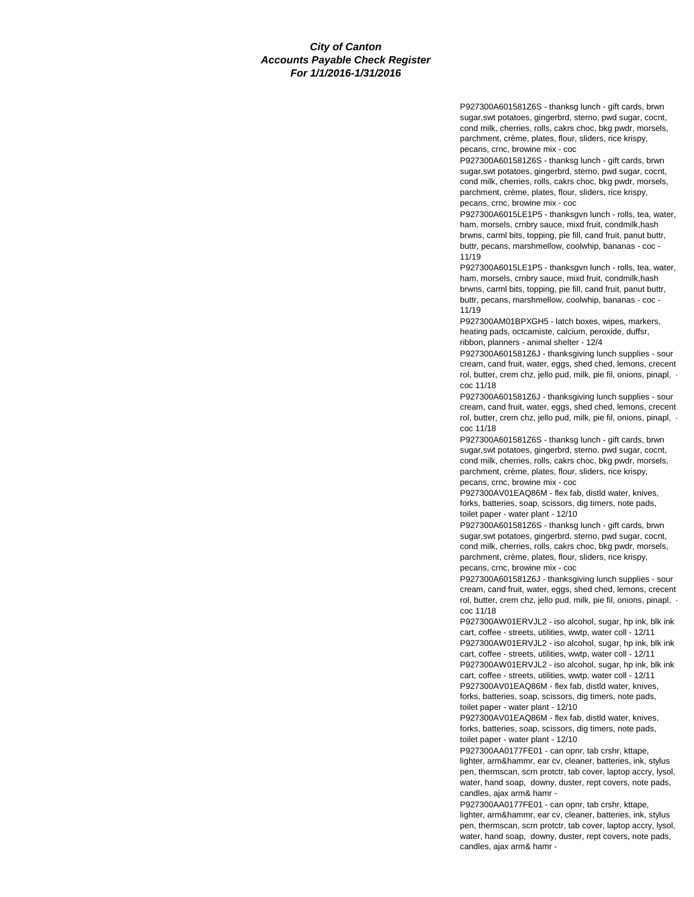**City of Canton**
**Accounts Payable Check Register**
**For 1/1/2016-1/31/2016**

P927300A601581Z6S - thanksg lunch - gift cards, brwn sugar,swt potatoes, gingerbrd, sterno, pwd sugar, cocnt, cond milk, cherries, rolls, cakrs choc, bkg pwdr, morsels, parchment, crème, plates, flour, sliders, rice krispy, pecans, crnc, browine mix - coc

P927300A601581Z6S - thanksg lunch - gift cards, brwn sugar,swt potatoes, gingerbrd, sterno, pwd sugar, cocnt, cond milk, cherries, rolls, cakrs choc, bkg pwdr, morsels, parchment, crème, plates, flour, sliders, rice krispy, pecans, crnc, browine mix - coc

P927300A6015LE1P5 - thanksgvn lunch - rolls, tea, water, ham, morsels, crnbry sauce, mixd fruit, condmilk,hash brwns, carml bits, topping, pie fill, cand fruit, panut buttr, buttr, pecans, marshmellow, coolwhip, bananas - coc - 11/19

P927300A6015LE1P5 - thanksgvn lunch - rolls, tea, water, ham, morsels, crnbry sauce, mixd fruit, condmilk,hash brwns, carml bits, topping, pie fill, cand fruit, panut buttr, buttr, pecans, marshmellow, coolwhip, bananas - coc - 11/19

P927300AM01BPXGH5 - latch boxes, wipes, markers, heating pads, octcamiste, calcium, peroxide, duffsr, ribbon, planners - animal shelter - 12/4

P927300A601581Z6J - thanksgiving lunch supplies - sour cream, cand fruit, water, eggs, shed ched, lemons, crecent rol, butter, crem chz, jello pud, milk, pie fil, onions, pinapl, - coc 11/18

P927300A601581Z6J - thanksgiving lunch supplies - sour cream, cand fruit, water, eggs, shed ched, lemons, crecent rol, butter, crem chz, jello pud, milk, pie fil, onions, pinapl, - coc 11/18

P927300A601581Z6S - thanksg lunch - gift cards, brwn sugar,swt potatoes, gingerbrd, sterno, pwd sugar, cocnt, cond milk, cherries, rolls, cakrs choc, bkg pwdr, morsels, parchment, crème, plates, flour, sliders, rice krispy, pecans, crnc, browine mix - coc

P927300AV01EAQ86M - flex fab, distld water, knives, forks, batteries, soap, scissors, dig timers, note pads, toilet paper - water plant - 12/10

P927300A601581Z6S - thanksg lunch - gift cards, brwn sugar,swt potatoes, gingerbrd, sterno, pwd sugar, cocnt, cond milk, cherries, rolls, cakrs choc, bkg pwdr, morsels, parchment, crème, plates, flour, sliders, rice krispy, pecans, crnc, browine mix - coc

P927300A601581Z6J - thanksgiving lunch supplies - sour cream, cand fruit, water, eggs, shed ched, lemons, crecent rol, butter, crem chz, jello pud, milk, pie fil, onions, pinapl, - coc 11/18

P927300AW01ERVJL2 - iso alcohol, sugar, hp ink, blk ink cart, coffee - streets, utilities, wwtp, water coll - 12/11

P927300AW01ERVJL2 - iso alcohol, sugar, hp ink, blk ink cart, coffee - streets, utilities, wwtp, water coll - 12/11

P927300AW01ERVJL2 - iso alcohol, sugar, hp ink, blk ink cart, coffee - streets, utilities, wwtp, water coll - 12/11

P927300AV01EAQ86M - flex fab, distld water, knives, forks, batteries, soap, scissors, dig timers, note pads, toilet paper - water plant - 12/10

P927300AV01EAQ86M - flex fab, distld water, knives, forks, batteries, soap, scissors, dig timers, note pads, toilet paper - water plant - 12/10

P927300AA0177FE01 - can opnr, tab crshr, kttape, lighter, arm&hammr, ear cv, cleaner, batteries, ink, stylus pen, thermscan, scrn protctr, tab cover, laptop accry, lysol, water, hand soap, downy, duster, rept covers, note pads, candles, ajax arm& hamr -

P927300AA0177FE01 - can opnr, tab crshr, kttape, lighter, arm&hammr, ear cv, cleaner, batteries, ink, stylus pen, thermscan, scrn protctr, tab cover, laptop accry, lysol, water, hand soap, downy, duster, rept covers, note pads, candles, ajax arm& hamr -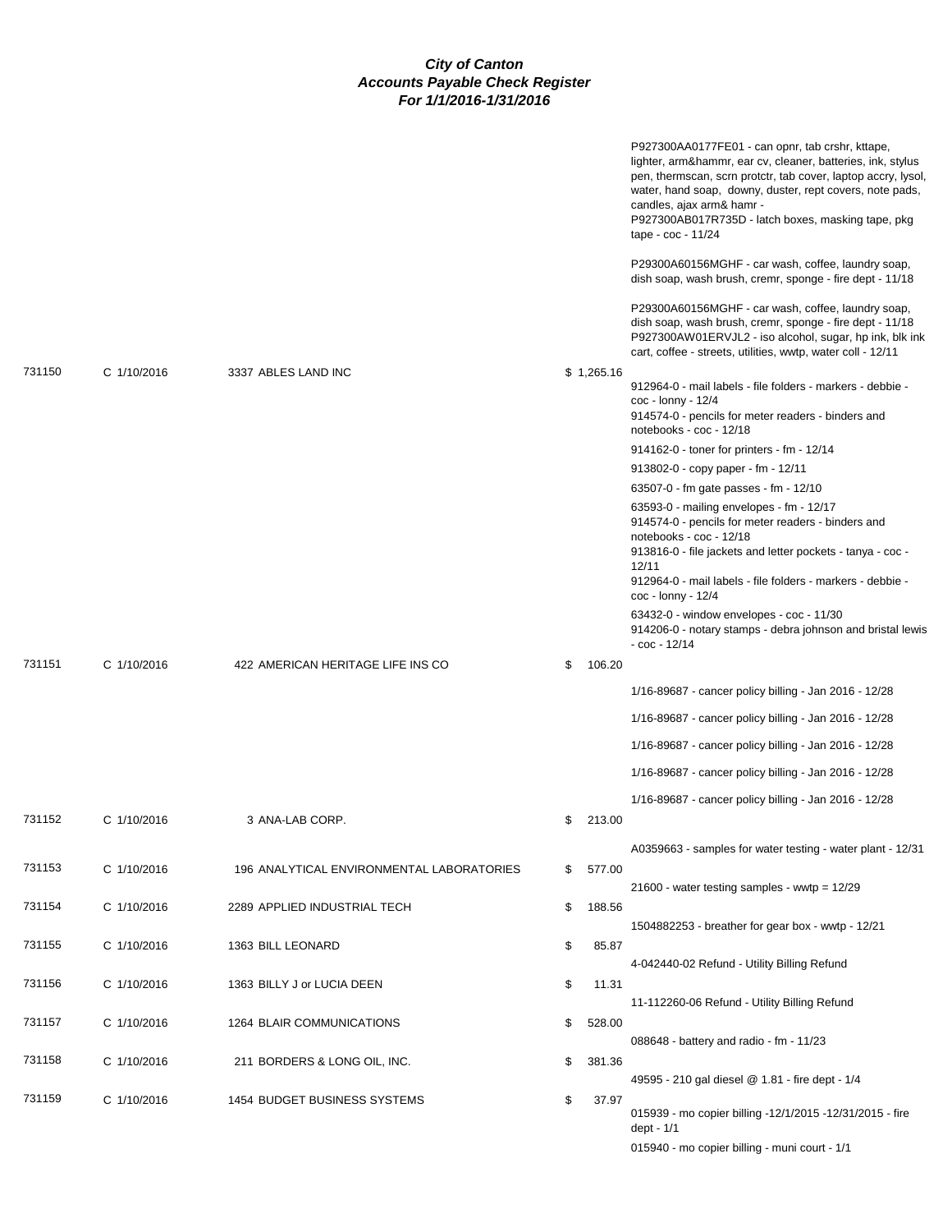# City of Canton
## Accounts Payable Check Register
### For 1/1/2016-1/31/2016

| Check # | Date | Vendor | Amount | Description |
|---|---|---|---|---|
| | | | | P927300AA0177FE01 - can opnr, tab crshr, kttape, lighter, arm&hammr, ear cv, cleaner, batteries, ink, stylus pen, thermscan, scrn protctr, tab cover, laptop accry, lysol, water, hand soap, downy, duster, rept covers, note pads, candles, ajax arm& hamr - P927300AB017R735D - latch boxes, masking tape, pkg tape - coc - 11/24 |
| | | | | P29300A60156MGHF - car wash, coffee, laundry soap, dish soap, wash brush, cremr, sponge - fire dept - 11/18 |
| | | | | P29300A60156MGHF - car wash, coffee, laundry soap, dish soap, wash brush, cremr, sponge - fire dept - 11/18 P927300AW01ERVJL2 - iso alcohol, sugar, hp ink, blk ink cart, coffee - streets, utilities, wwtp, water coll - 12/11 |
| 731150 | C 1/10/2016 | 3337 ABLES LAND INC | $ 1,265.16 | 912964-0 - mail labels - file folders - markers - debbie - coc - lonny - 12/4 |
| | | | | 914574-0 - pencils for meter readers - binders and notebooks - coc - 12/18 |
| | | | | 914162-0 - toner for printers - fm - 12/14 |
| | | | | 913802-0 - copy paper - fm - 12/11 |
| | | | | 63507-0 - fm gate passes - fm - 12/10 |
| | | | | 63593-0 - mailing envelopes - fm - 12/17 |
| | | | | 914574-0 - pencils for meter readers - binders and notebooks - coc - 12/18 |
| | | | | 913816-0 - file jackets and letter pockets - tanya - coc - 12/11 |
| | | | | 912964-0 - mail labels - file folders - markers - debbie - coc - lonny - 12/4 |
| | | | | 63432-0 - window envelopes - coc - 11/30 |
| | | | | 914206-0 - notary stamps - debra johnson and bristal lewis - coc - 12/14 |
| 731151 | C 1/10/2016 | 422 AMERICAN HERITAGE LIFE INS CO | $ 106.20 | |
| | | | | 1/16-89687 - cancer policy billing - Jan 2016 - 12/28 |
| | | | | 1/16-89687 - cancer policy billing - Jan 2016 - 12/28 |
| | | | | 1/16-89687 - cancer policy billing - Jan 2016 - 12/28 |
| | | | | 1/16-89687 - cancer policy billing - Jan 2016 - 12/28 |
| | | | | 1/16-89687 - cancer policy billing - Jan 2016 - 12/28 |
| 731152 | C 1/10/2016 | 3 ANA-LAB CORP. | $ 213.00 | |
| | | | | A0359663 - samples for water testing - water plant - 12/31 |
| 731153 | C 1/10/2016 | 196 ANALYTICAL ENVIRONMENTAL LABORATORIES | $ 577.00 | 21600 - water testing samples - wwtp = 12/29 |
| 731154 | C 1/10/2016 | 2289 APPLIED INDUSTRIAL TECH | $ 188.56 | 1504882253 - breather for gear box - wwtp - 12/21 |
| 731155 | C 1/10/2016 | 1363 BILL LEONARD | $ 85.87 | 4-042440-02 Refund - Utility Billing Refund |
| 731156 | C 1/10/2016 | 1363 BILLY J or LUCIA DEEN | $ 11.31 | 11-112260-06 Refund - Utility Billing Refund |
| 731157 | C 1/10/2016 | 1264 BLAIR COMMUNICATIONS | $ 528.00 | 088648 - battery and radio - fm - 11/23 |
| 731158 | C 1/10/2016 | 211 BORDERS & LONG OIL, INC. | $ 381.36 | 49595 - 210 gal diesel @ 1.81 - fire dept - 1/4 |
| 731159 | C 1/10/2016 | 1454 BUDGET BUSINESS SYSTEMS | $ 37.97 | 015939 - mo copier billing -12/1/2015 -12/31/2015 - fire dept - 1/1 |
| | | | | 015940 - mo copier billing - muni court - 1/1 |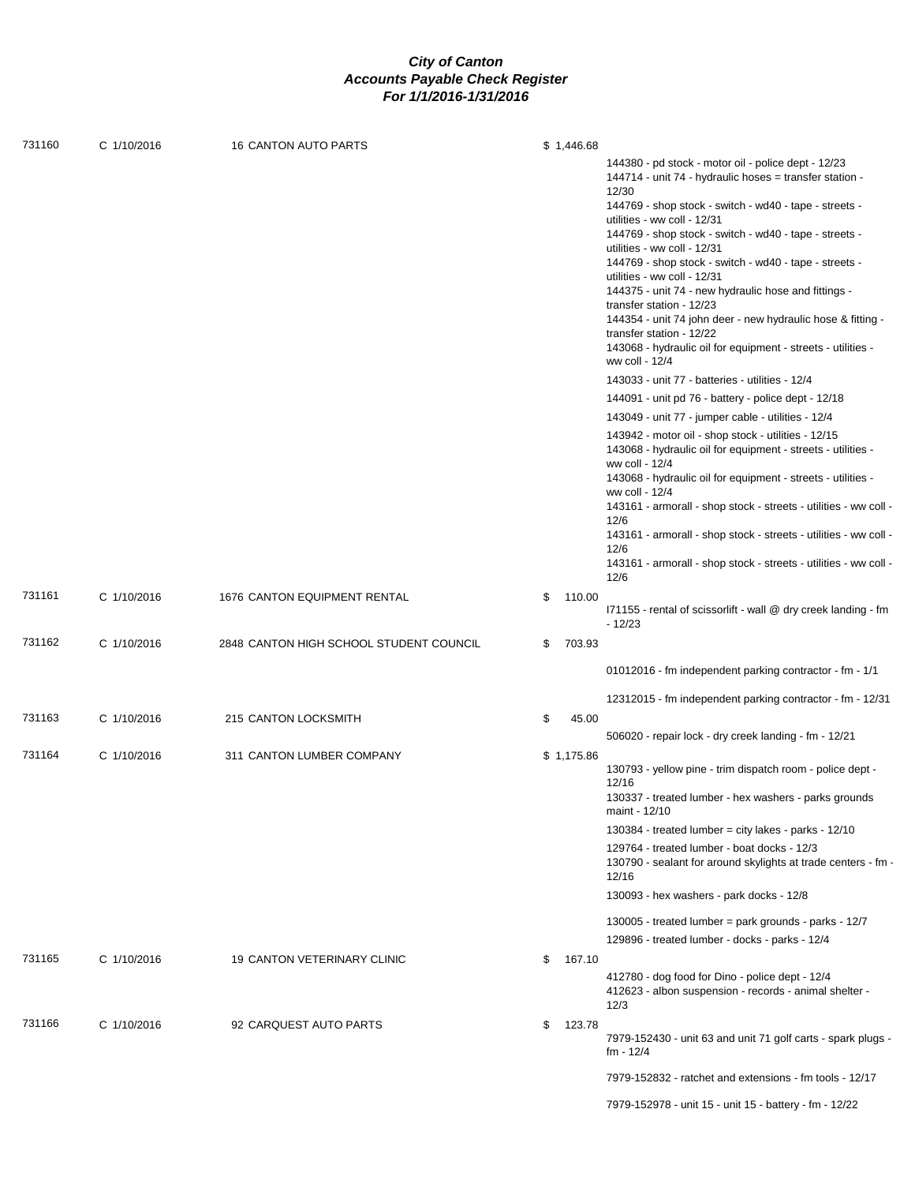# City of Canton
## Accounts Payable Check Register
### For 1/1/2016-1/31/2016

| Check | Date | Vendor | Amount | Description |
|---|---|---|---|---|
| 731160 | C 1/10/2016 | 16 CANTON AUTO PARTS | $ 1,446.68 | |
| | | | | 144380 - pd stock - motor oil - police dept - 12/23 |
| | | | | 144714 - unit 74 - hydraulic hoses = transfer station - 12/30 |
| | | | | 144769 - shop stock - switch - wd40 - tape - streets - utilities - ww coll - 12/31 |
| | | | | 144769 - shop stock - switch - wd40 - tape - streets - utilities - ww coll - 12/31 |
| | | | | 144769 - shop stock - switch - wd40 - tape - streets - utilities - ww coll - 12/31 |
| | | | | 144375 - unit 74 - new hydraulic hose and fittings - transfer station - 12/23 |
| | | | | 144354 - unit 74 john deer - new hydraulic hose & fitting - transfer station - 12/22 |
| | | | | 143068 - hydraulic oil for equipment - streets - utilities - ww coll - 12/4 |
| | | | | 143033 - unit 77 - batteries - utilities - 12/4 |
| | | | | 144091 - unit pd 76 - battery - police dept - 12/18 |
| | | | | 143049 - unit 77 - jumper cable - utilities - 12/4 |
| | | | | 143942 - motor oil - shop stock - utilities - 12/15 |
| | | | | 143068 - hydraulic oil for equipment - streets - utilities - ww coll - 12/4 |
| | | | | 143068 - hydraulic oil for equipment - streets - utilities - ww coll - 12/4 |
| | | | | 143161 - armorall - shop stock - streets - utilities - ww coll - 12/6 |
| | | | | 143161 - armorall - shop stock - streets - utilities - ww coll - 12/6 |
| | | | | 143161 - armorall - shop stock - streets - utilities - ww coll - 12/6 |
| 731161 | C 1/10/2016 | 1676 CANTON EQUIPMENT RENTAL | $ 110.00 | |
| | | | | I71155 - rental of scissorlift - wall @ dry creek landing - fm - 12/23 |
| 731162 | C 1/10/2016 | 2848 CANTON HIGH SCHOOL STUDENT COUNCIL | $ 703.93 | |
| | | | | 01012016 - fm independent parking contractor - fm - 1/1 |
| | | | | 12312015 - fm independent parking contractor - fm - 12/31 |
| 731163 | C 1/10/2016 | 215 CANTON LOCKSMITH | $ 45.00 | |
| | | | | 506020 - repair lock - dry creek landing - fm - 12/21 |
| 731164 | C 1/10/2016 | 311 CANTON LUMBER COMPANY | $ 1,175.86 | |
| | | | | 130793 - yellow pine - trim dispatch room - police dept - 12/16 |
| | | | | 130337 - treated lumber - hex washers - parks grounds maint - 12/10 |
| | | | | 130384 - treated lumber = city lakes - parks - 12/10 |
| | | | | 129764 - treated lumber - boat docks - 12/3 |
| | | | | 130790 - sealant for around skylights at trade centers - fm - 12/16 |
| | | | | 130093 - hex washers - park docks - 12/8 |
| | | | | 130005 - treated lumber = park grounds - parks - 12/7 |
| | | | | 129896 - treated lumber - docks - parks - 12/4 |
| 731165 | C 1/10/2016 | 19 CANTON VETERINARY CLINIC | $ 167.10 | |
| | | | | 412780 - dog food for Dino - police dept - 12/4 |
| | | | | 412623 - albon suspension - records - animal shelter - 12/3 |
| 731166 | C 1/10/2016 | 92 CARQUEST AUTO PARTS | $ 123.78 | |
| | | | | 7979-152430 - unit 63 and unit 71 golf carts - spark plugs - fm - 12/4 |
| | | | | 7979-152832 - ratchet and extensions - fm tools - 12/17 |
| | | | | 7979-152978 - unit 15 - unit 15 - battery - fm - 12/22 |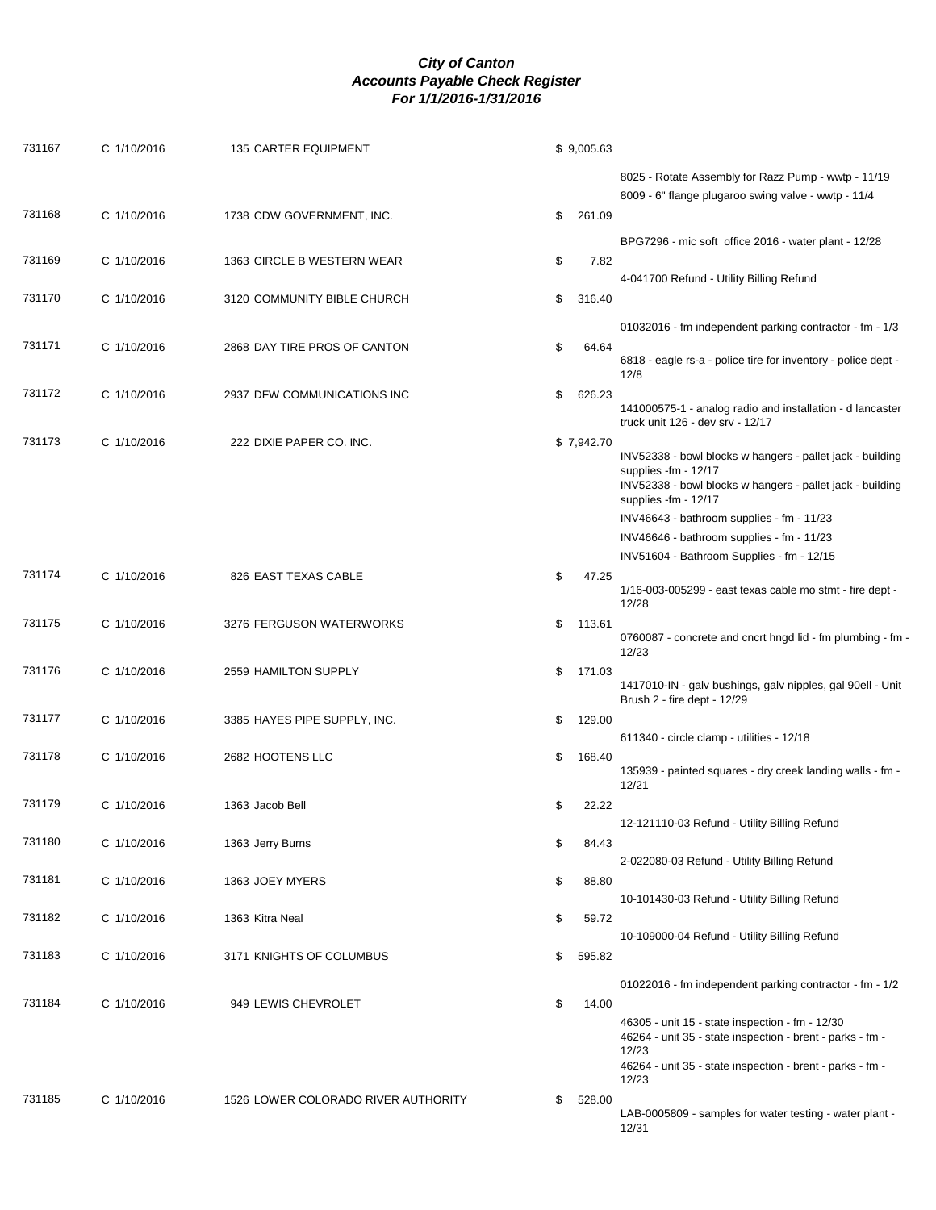# *City of Canton*
## *Accounts Payable Check Register*
### *For 1/1/2016-1/31/2016*

| Check # | Date | Vendor | Amount | Description |
|---|---|---|---|---|
| 731167 | C 1/10/2016 | 135 CARTER EQUIPMENT | $ 9,005.63 | |
| | | | | 8025 - Rotate Assembly for Razz Pump - wwtp - 11/19 |
| | | | | 8009 - 6" flange plugaroo swing valve - wwtp - 11/4 |
| 731168 | C 1/10/2016 | 1738 CDW GOVERNMENT, INC. | $ 261.09 | |
| | | | | BPG7296 - mic soft office 2016 - water plant - 12/28 |
| 731169 | C 1/10/2016 | 1363 CIRCLE B WESTERN WEAR | $ 7.82 | |
| | | | | 4-041700 Refund - Utility Billing Refund |
| 731170 | C 1/10/2016 | 3120 COMMUNITY BIBLE CHURCH | $ 316.40 | |
| | | | | 01032016 - fm independent parking contractor - fm - 1/3 |
| 731171 | C 1/10/2016 | 2868 DAY TIRE PROS OF CANTON | $ 64.64 | |
| | | | | 6818 - eagle rs-a - police tire for inventory - police dept - 12/8 |
| 731172 | C 1/10/2016 | 2937 DFW COMMUNICATIONS INC | $ 626.23 | |
| | | | | 141000575-1 - analog radio and installation - d lancaster truck unit 126 - dev srv - 12/17 |
| 731173 | C 1/10/2016 | 222 DIXIE PAPER CO. INC. | $ 7,942.70 | |
| | | | | INV52338 - bowl blocks w hangers - pallet jack - building supplies -fm - 12/17 |
| | | | | INV52338 - bowl blocks w hangers - pallet jack - building supplies -fm - 12/17 |
| | | | | INV46643 - bathroom supplies - fm - 11/23 |
| | | | | INV46646 - bathroom supplies - fm - 11/23 |
| | | | | INV51604 - Bathroom Supplies - fm - 12/15 |
| 731174 | C 1/10/2016 | 826 EAST TEXAS CABLE | $ 47.25 | |
| | | | | 1/16-003-005299 - east texas cable mo stmt - fire dept - 12/28 |
| 731175 | C 1/10/2016 | 3276 FERGUSON WATERWORKS | $ 113.61 | |
| | | | | 0760087 - concrete and cncrt hngd lid - fm plumbing - fm - 12/23 |
| 731176 | C 1/10/2016 | 2559 HAMILTON SUPPLY | $ 171.03 | |
| | | | | 1417010-IN - galv bushings, galv nipples, gal 90ell - Unit Brush 2 - fire dept - 12/29 |
| 731177 | C 1/10/2016 | 3385 HAYES PIPE SUPPLY, INC. | $ 129.00 | |
| | | | | 611340 - circle clamp - utilities - 12/18 |
| 731178 | C 1/10/2016 | 2682 HOOTENS LLC | $ 168.40 | |
| | | | | 135939 - painted squares - dry creek landing walls - fm - 12/21 |
| 731179 | C 1/10/2016 | 1363 Jacob Bell | $ 22.22 | |
| | | | | 12-121110-03 Refund - Utility Billing Refund |
| 731180 | C 1/10/2016 | 1363 Jerry Burns | $ 84.43 | |
| | | | | 2-022080-03 Refund - Utility Billing Refund |
| 731181 | C 1/10/2016 | 1363 JOEY MYERS | $ 88.80 | |
| | | | | 10-101430-03 Refund - Utility Billing Refund |
| 731182 | C 1/10/2016 | 1363 Kitra Neal | $ 59.72 | |
| | | | | 10-109000-04 Refund - Utility Billing Refund |
| 731183 | C 1/10/2016 | 3171 KNIGHTS OF COLUMBUS | $ 595.82 | |
| | | | | 01022016 - fm independent parking contractor - fm - 1/2 |
| 731184 | C 1/10/2016 | 949 LEWIS CHEVROLET | $ 14.00 | |
| | | | | 46305 - unit 15 - state inspection - fm - 12/30 |
| | | | | 46264 - unit 35 - state inspection - brent - parks - fm - 12/23 |
| | | | | 46264 - unit 35 - state inspection - brent - parks - fm - 12/23 |
| 731185 | C 1/10/2016 | 1526 LOWER COLORADO RIVER AUTHORITY | $ 528.00 | |
| | | | | LAB-0005809 - samples for water testing - water plant - 12/31 |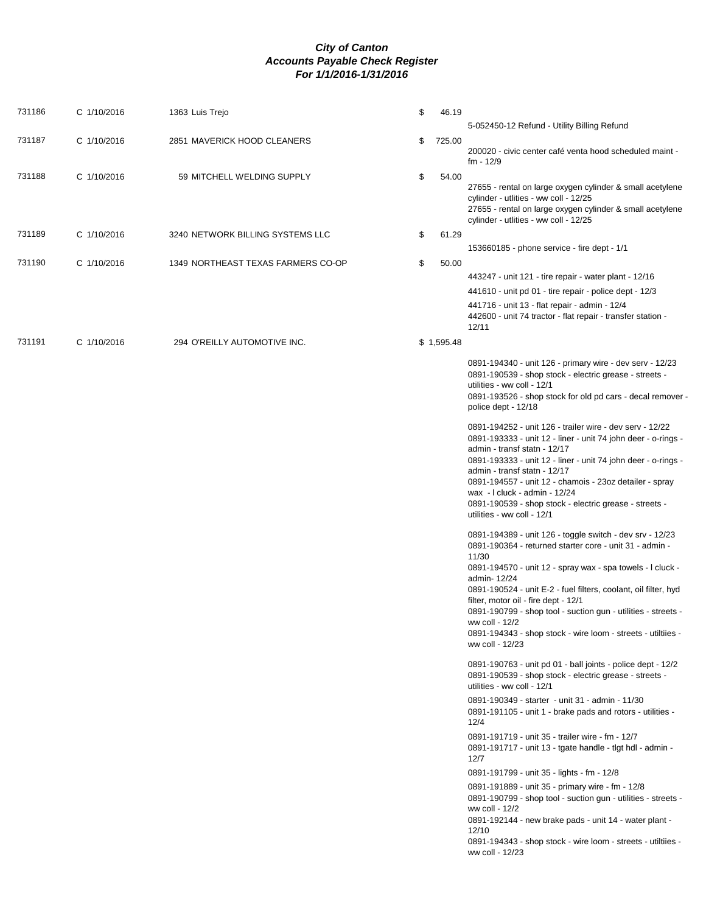# City of Canton
## Accounts Payable Check Register
### For 1/1/2016-1/31/2016

| Check # | Date | Vendor | Amount | Description |
|---|---|---|---|---|
| 731186 | C 1/10/2016 | 1363 Luis Trejo | $ 46.19 | |
| | | | | 5-052450-12 Refund - Utility Billing Refund |
| 731187 | C 1/10/2016 | 2851 MAVERICK HOOD CLEANERS | $ 725.00 | |
| | | | | 200020 - civic center café venta hood scheduled maint - fm - 12/9 |
| 731188 | C 1/10/2016 | 59 MITCHELL WELDING SUPPLY | $ 54.00 | |
| | | | | 27655 - rental on large oxygen cylinder & small acetylene cylinder - utlities - ww coll - 12/25 |
| | | | | 27655 - rental on large oxygen cylinder & small acetylene cylinder - utlities - ww coll - 12/25 |
| 731189 | C 1/10/2016 | 3240 NETWORK BILLING SYSTEMS LLC | $ 61.29 | |
| | | | | 153660185 - phone service - fire dept - 1/1 |
| 731190 | C 1/10/2016 | 1349 NORTHEAST TEXAS FARMERS CO-OP | $ 50.00 | |
| | | | | 443247 - unit 121 - tire repair - water plant - 12/16 |
| | | | | 441610 - unit pd 01 - tire repair - police dept - 12/3 |
| | | | | 441716 - unit 13 - flat repair - admin - 12/4 |
| | | | | 442600 - unit 74 tractor - flat repair - transfer station - 12/11 |
| 731191 | C 1/10/2016 | 294 O'REILLY AUTOMOTIVE INC. | $ 1,595.48 | |
| | | | | 0891-194340 - unit 126 - primary wire - dev serv - 12/23 |
| | | | | 0891-190539 - shop stock - electric grease - streets - utilities - ww coll - 12/1 |
| | | | | 0891-193526 - shop stock for old pd cars - decal remover - police dept - 12/18 |
| | | | | 0891-194252 - unit 126 - trailer wire - dev serv - 12/22 |
| | | | | 0891-193333 - unit 12 - liner - unit 74 john deer - o-rings - admin - transf statn - 12/17 |
| | | | | 0891-193333 - unit 12 - liner - unit 74 john deer - o-rings - admin - transf statn - 12/17 |
| | | | | 0891-194557 - unit 12 - chamois - 23oz detailer - spray wax - l cluck - admin - 12/24 |
| | | | | 0891-190539 - shop stock - electric grease - streets - utilities - ww coll - 12/1 |
| | | | | 0891-194389 - unit 126 - toggle switch - dev srv - 12/23 |
| | | | | 0891-190364 - returned starter core - unit 31 - admin - 11/30 |
| | | | | 0891-194570 - unit 12 - spray wax - spa towels - l cluck - admin- 12/24 |
| | | | | 0891-190524 - unit E-2 - fuel filters, coolant, oil filter, hyd filter, motor oil - fire dept - 12/1 |
| | | | | 0891-190799 - shop tool - suction gun - utilities - streets - ww coll - 12/2 |
| | | | | 0891-194343 - shop stock - wire loom - streets - utiltiies - ww coll - 12/23 |
| | | | | 0891-190763 - unit pd 01 - ball joints - police dept - 12/2 |
| | | | | 0891-190539 - shop stock - electric grease - streets - utilities - ww coll - 12/1 |
| | | | | 0891-190349 - starter - unit 31 - admin - 11/30 |
| | | | | 0891-191105 - unit 1 - brake pads and rotors - utilities - 12/4 |
| | | | | 0891-191719 - unit 35 - trailer wire - fm - 12/7 |
| | | | | 0891-191717 - unit 13 - tgate handle - tlgt hdl - admin - 12/7 |
| | | | | 0891-191799 - unit 35 - lights - fm - 12/8 |
| | | | | 0891-191889 - unit 35 - primary wire - fm - 12/8 |
| | | | | 0891-190799 - shop tool - suction gun - utilities - streets - ww coll - 12/2 |
| | | | | 0891-192144 - new brake pads - unit 14 - water plant - 12/10 |
| | | | | 0891-194343 - shop stock - wire loom - streets - utiltiies - ww coll - 12/23 |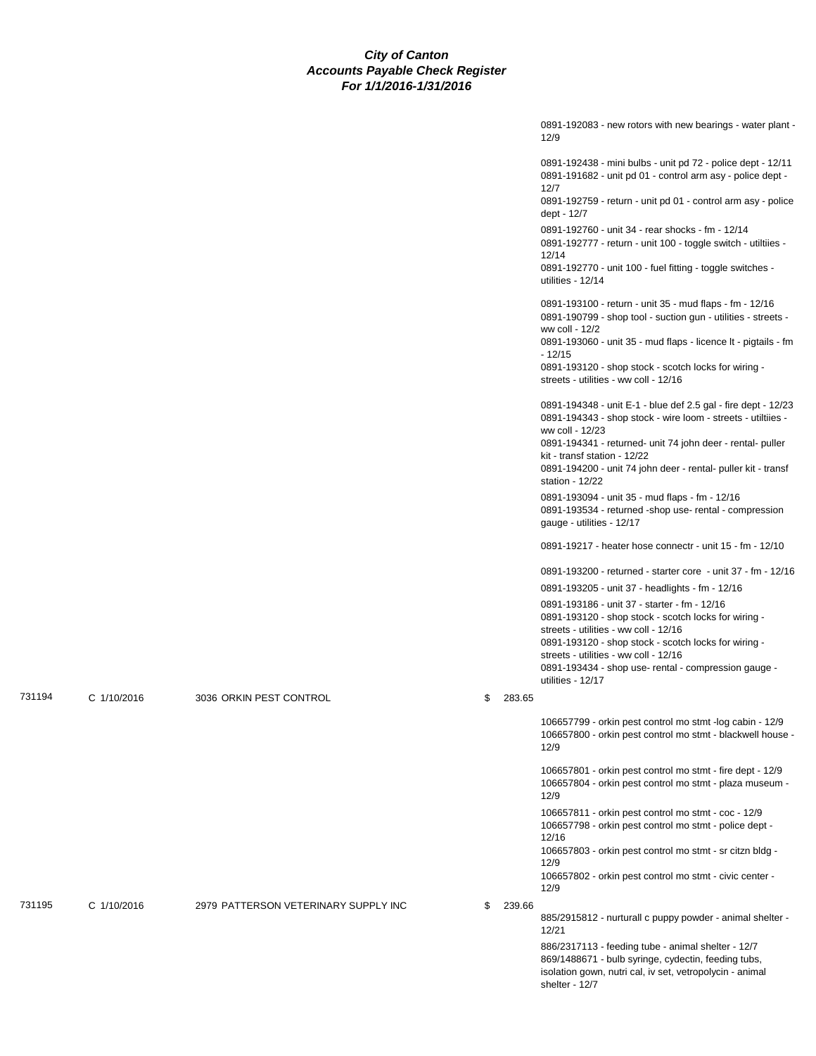# City of Canton
## Accounts Payable Check Register
### For 1/1/2016-1/31/2016

0891-192083 - new rotors with new bearings - water plant - 12/9

0891-192438 - mini bulbs - unit pd 72 - police dept - 12/11
0891-191682 - unit pd 01 - control arm asy - police dept - 12/7
0891-192759 - return - unit pd 01 - control arm asy - police dept - 12/7
0891-192760 - unit 34 - rear shocks - fm - 12/14
0891-192777 - return - unit 100 - toggle switch - utiltiies - 12/14
0891-192770 - unit 100 - fuel fitting - toggle switches - utilities - 12/14

0891-193100 - return - unit 35 - mud flaps - fm - 12/16
0891-190799 - shop tool - suction gun - utilities - streets - ww coll - 12/2
0891-193060 - unit 35 - mud flaps - licence lt - pigtails - fm - 12/15
0891-193120 - shop stock - scotch locks for wiring - streets - utilities - ww coll - 12/16

0891-194348 - unit E-1 - blue def 2.5 gal - fire dept - 12/23
0891-194343 - shop stock - wire loom - streets - utiltiies - ww coll - 12/23
0891-194341 - returned- unit 74 john deer - rental- puller kit - transf station - 12/22
0891-194200 - unit 74 john deer - rental- puller kit - transf station - 12/22
0891-193094 - unit 35 - mud flaps - fm - 12/16
0891-193534 - returned -shop use- rental - compression gauge - utilities - 12/17

0891-19217 - heater hose connectr - unit 15 - fm - 12/10

0891-193200 - returned - starter core - unit 37 - fm - 12/16
0891-193205 - unit 37 - headlights - fm - 12/16
0891-193186 - unit 37 - starter - fm - 12/16
0891-193120 - shop stock - scotch locks for wiring - streets - utilities - ww coll - 12/16
0891-193120 - shop stock - scotch locks for wiring - streets - utilities - ww coll - 12/16
0891-193434 - shop use- rental - compression gauge - utilities - 12/17

| 731194 | C 1/10/2016 | 3036 ORKIN PEST CONTROL | $ 283.65 |
|---|---|---|---|

106657799 - orkin pest control mo stmt -log cabin - 12/9
106657800 - orkin pest control mo stmt - blackwell house - 12/9

106657801 - orkin pest control mo stmt - fire dept - 12/9
106657804 - orkin pest control mo stmt - plaza museum - 12/9
106657811 - orkin pest control mo stmt - coc - 12/9
106657798 - orkin pest control mo stmt - police dept - 12/16
106657803 - orkin pest control mo stmt - sr citzn bldg - 12/9
106657802 - orkin pest control mo stmt - civic center - 12/9

| 731195 | C 1/10/2016 | 2979 PATTERSON VETERINARY SUPPLY INC | $ 239.66 |
|---|---|---|---|

885/2915812 - nurturall c puppy powder - animal shelter - 12/21
886/2317113 - feeding tube - animal shelter - 12/7
869/1488671 - bulb syringe, cydectin, feeding tubs, isolation gown, nutri cal, iv set, vetropolycin - animal shelter - 12/7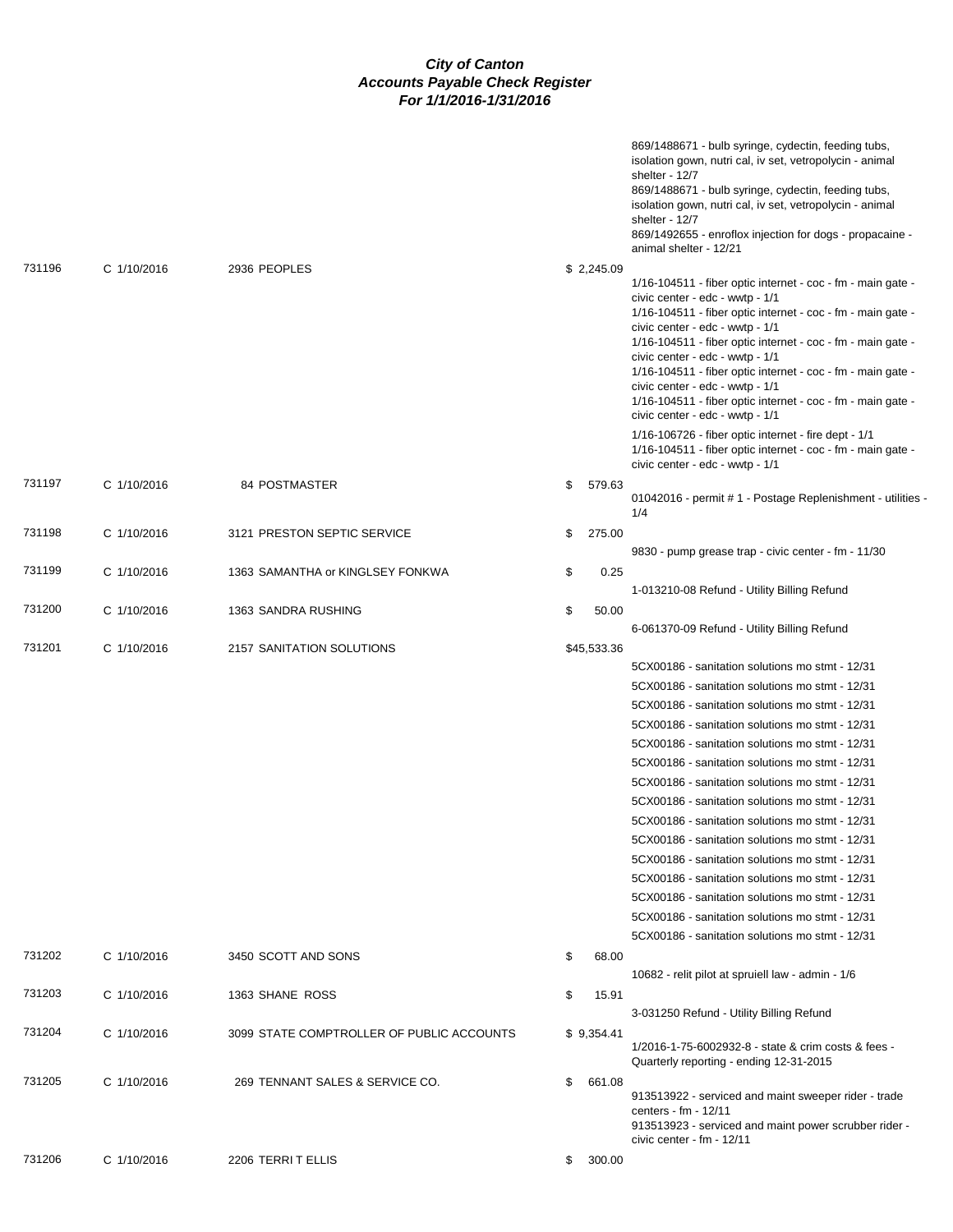# *City of Canton*
## *Accounts Payable Check Register*
### *For 1/1/2016-1/31/2016*

| | | | | |
|---|---|---|---|---|
| | | | | 869/1488671 - bulb syringe, cydectin, feeding tubs, isolation gown, nutri cal, iv set, vetropolycin - animal shelter - 12/7<br>869/1488671 - bulb syringe, cydectin, feeding tubs, isolation gown, nutri cal, iv set, vetropolycin - animal shelter - 12/7<br>869/1492655 - enroflox injection for dogs - propacaine - animal shelter - 12/21 |
| 731196 | C 1/10/2016 | 2936 PEOPLES | $ 2,245.09 | 1/16-104511 - fiber optic internet - coc - fm - main gate - civic center - edc - wwtp - 1/1<br>1/16-104511 - fiber optic internet - coc - fm - main gate - civic center - edc - wwtp - 1/1<br>1/16-104511 - fiber optic internet - coc - fm - main gate - civic center - edc - wwtp - 1/1<br>1/16-104511 - fiber optic internet - coc - fm - main gate - civic center - edc - wwtp - 1/1<br>1/16-104511 - fiber optic internet - coc - fm - main gate - civic center - edc - wwtp - 1/1<br>1/16-106726 - fiber optic internet - fire dept - 1/1<br>1/16-104511 - fiber optic internet - coc - fm - main gate - civic center - edc - wwtp - 1/1 |
| 731197 | C 1/10/2016 | 84 POSTMASTER | $ 579.63 | 01042016 - permit # 1 - Postage Replenishment - utilities - 1/4 |
| 731198 | C 1/10/2016 | 3121 PRESTON SEPTIC SERVICE | $ 275.00 | 9830 - pump grease trap - civic center - fm - 11/30 |
| 731199 | C 1/10/2016 | 1363 SAMANTHA or KINGLSEY FONKWA | $ 0.25 | 1-013210-08 Refund - Utility Billing Refund |
| 731200 | C 1/10/2016 | 1363 SANDRA RUSHING | $ 50.00 | 6-061370-09 Refund - Utility Billing Refund |
| 731201 | C 1/10/2016 | 2157 SANITATION SOLUTIONS | $45,533.36 | 5CX00186 - sanitation solutions mo stmt - 12/31<br>5CX00186 - sanitation solutions mo stmt - 12/31<br>5CX00186 - sanitation solutions mo stmt - 12/31<br>5CX00186 - sanitation solutions mo stmt - 12/31<br>5CX00186 - sanitation solutions mo stmt - 12/31<br>5CX00186 - sanitation solutions mo stmt - 12/31<br>5CX00186 - sanitation solutions mo stmt - 12/31<br>5CX00186 - sanitation solutions mo stmt - 12/31<br>5CX00186 - sanitation solutions mo stmt - 12/31<br>5CX00186 - sanitation solutions mo stmt - 12/31<br>5CX00186 - sanitation solutions mo stmt - 12/31<br>5CX00186 - sanitation solutions mo stmt - 12/31<br>5CX00186 - sanitation solutions mo stmt - 12/31<br>5CX00186 - sanitation solutions mo stmt - 12/31<br>5CX00186 - sanitation solutions mo stmt - 12/31 |
| 731202 | C 1/10/2016 | 3450 SCOTT AND SONS | $ 68.00 | 10682 - relit pilot at spruiell law - admin - 1/6 |
| 731203 | C 1/10/2016 | 1363 SHANE ROSS | $ 15.91 | 3-031250 Refund - Utility Billing Refund |
| 731204 | C 1/10/2016 | 3099 STATE COMPTROLLER OF PUBLIC ACCOUNTS | $ 9,354.41 | 1/2016-1-75-6002932-8 - state & crim costs & fees - Quarterly reporting - ending 12-31-2015 |
| 731205 | C 1/10/2016 | 269 TENNANT SALES & SERVICE CO. | $ 661.08 | 913513922 - serviced and maint sweeper rider - trade centers - fm - 12/11<br>913513923 - serviced and maint power scrubber rider - civic center - fm - 12/11 |
| 731206 | C 1/10/2016 | 2206 TERRI T ELLIS | $ 300.00 | |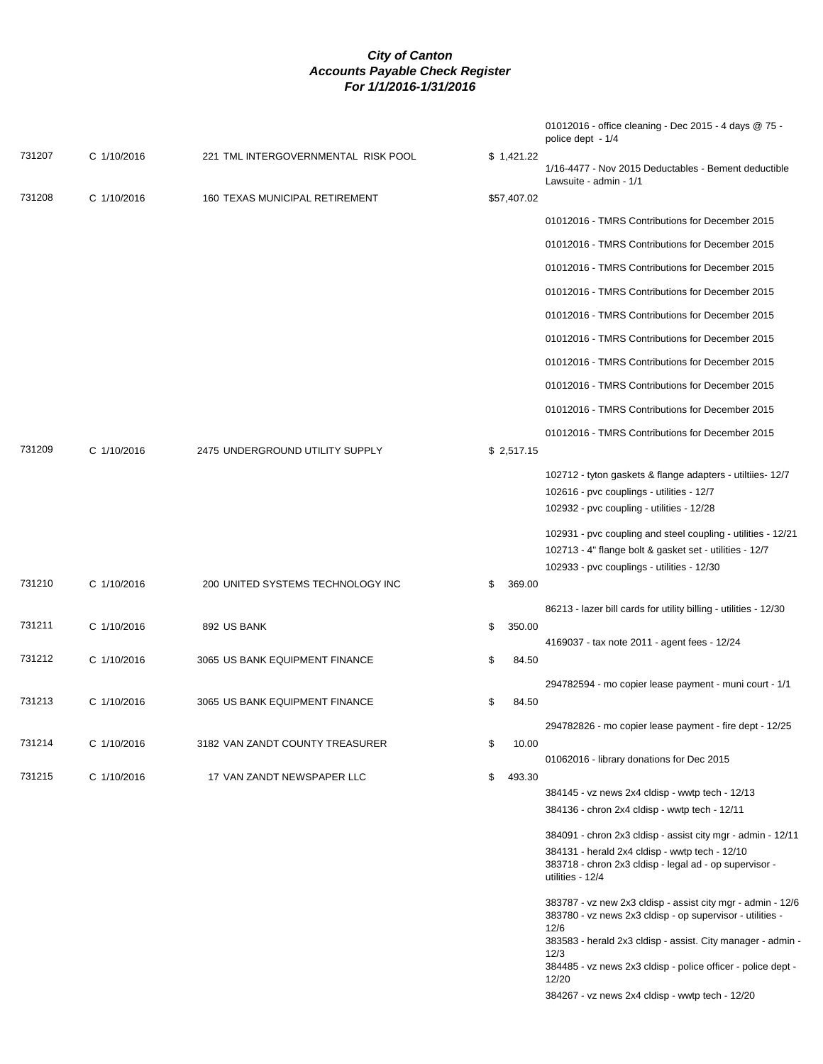# City of Canton
## Accounts Payable Check Register
### For 1/1/2016-1/31/2016

| Check # | Date | Vendor | Amount | Description |
|---|---|---|---|---|
| | | | | 01012016 - office cleaning - Dec 2015 - 4 days @ 75 - police dept - 1/4 |
| 731207 | C 1/10/2016 | 221 TML INTERGOVERNMENTAL RISK POOL | $ 1,421.22 | |
| | | | | 1/16-4477 - Nov 2015 Deductables - Bement deductible Lawsuite - admin - 1/1 |
| 731208 | C 1/10/2016 | 160 TEXAS MUNICIPAL RETIREMENT | $57,407.02 | |
| | | | | 01012016 - TMRS Contributions for December 2015 |
| | | | | 01012016 - TMRS Contributions for December 2015 |
| | | | | 01012016 - TMRS Contributions for December 2015 |
| | | | | 01012016 - TMRS Contributions for December 2015 |
| | | | | 01012016 - TMRS Contributions for December 2015 |
| | | | | 01012016 - TMRS Contributions for December 2015 |
| | | | | 01012016 - TMRS Contributions for December 2015 |
| | | | | 01012016 - TMRS Contributions for December 2015 |
| | | | | 01012016 - TMRS Contributions for December 2015 |
| | | | | 01012016 - TMRS Contributions for December 2015 |
| 731209 | C 1/10/2016 | 2475 UNDERGROUND UTILITY SUPPLY | $ 2,517.15 | |
| | | | | 102712 - tyton gaskets & flange adapters - utiltiies- 12/7 |
| | | | | 102616 - pvc couplings - utilities - 12/7 |
| | | | | 102932 - pvc coupling - utilities - 12/28 |
| | | | | 102931 - pvc coupling and steel coupling - utilities - 12/21 |
| | | | | 102713 - 4" flange bolt & gasket set - utilities - 12/7 |
| | | | | 102933 - pvc couplings - utilities - 12/30 |
| 731210 | C 1/10/2016 | 200 UNITED SYSTEMS TECHNOLOGY INC | $ 369.00 | |
| | | | | 86213 - lazer bill cards for utility billing - utilities - 12/30 |
| 731211 | C 1/10/2016 | 892 US BANK | $ 350.00 | |
| | | | | 4169037 - tax note 2011 - agent fees - 12/24 |
| 731212 | C 1/10/2016 | 3065 US BANK EQUIPMENT FINANCE | $ 84.50 | |
| | | | | 294782594 - mo copier lease payment - muni court - 1/1 |
| 731213 | C 1/10/2016 | 3065 US BANK EQUIPMENT FINANCE | $ 84.50 | |
| | | | | 294782826 - mo copier lease payment - fire dept - 12/25 |
| 731214 | C 1/10/2016 | 3182 VAN ZANDT COUNTY TREASURER | $ 10.00 | |
| | | | | 01062016 - library donations for Dec 2015 |
| 731215 | C 1/10/2016 | 17 VAN ZANDT NEWSPAPER LLC | $ 493.30 | |
| | | | | 384145 - vz news 2x4 cldisp - wwtp tech - 12/13 |
| | | | | 384136 - chron 2x4 cldisp - wwtp tech - 12/11 |
| | | | | 384091 - chron 2x3 cldisp - assist city mgr - admin - 12/11 |
| | | | | 384131 - herald 2x4 cldisp - wwtp tech - 12/10 |
| | | | | 383718 - chron 2x3 cldisp - legal ad - op supervisor - utilities - 12/4 |
| | | | | 383787 - vz new 2x3 cldisp - assist city mgr - admin - 12/6 |
| | | | | 383780 - vz news 2x3 cldisp - op supervisor - utilities - 12/6 |
| | | | | 383583 - herald 2x3 cldisp - assist. City manager - admin - 12/3 |
| | | | | 384485 - vz news 2x3 cldisp - police officer - police dept - 12/20 |
| | | | | 384267 - vz news 2x4 cldisp - wwtp tech - 12/20 |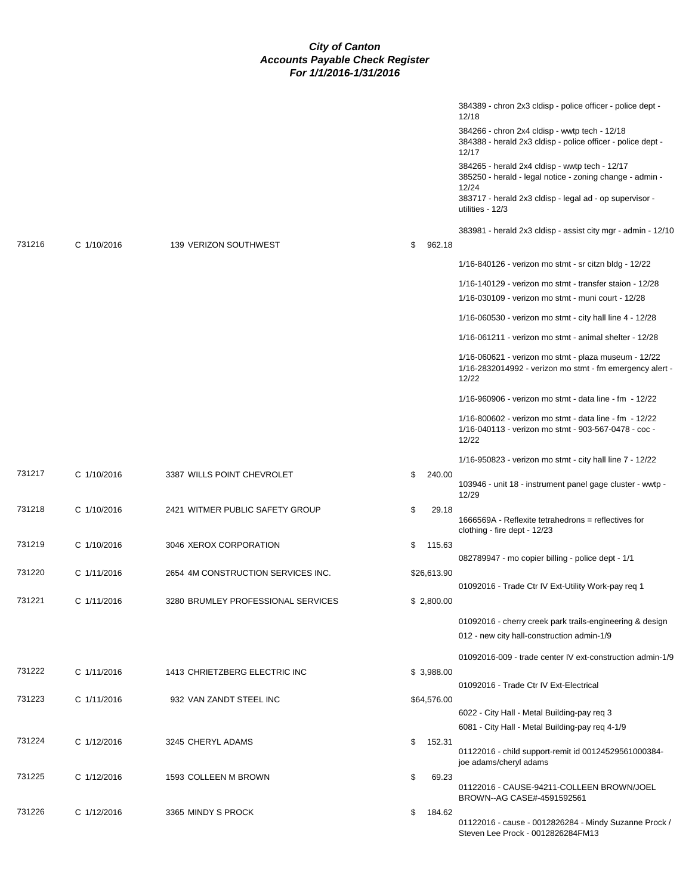# City of Canton
## Accounts Payable Check Register
### For 1/1/2016-1/31/2016

| Check # | Date | Vendor | Amount | Description |
|---|---|---|---|---|
| | | | | 384389 - chron 2x3 cldisp - police officer - police dept - 12/18 |
| | | | | 384266 - chron 2x4 cldisp - wwtp tech - 12/18 |
| | | | | 384388 - herald 2x3 cldisp - police officer - police dept - 12/17 |
| | | | | 384265 - herald 2x4 cldisp - wwtp tech - 12/17 |
| | | | | 385250 - herald - legal notice - zoning change - admin - 12/24 |
| | | | | 383717 - herald 2x3 cldisp - legal ad - op supervisor - utilities - 12/3 |
| | | | | 383981 - herald 2x3 cldisp - assist city mgr - admin - 12/10 |
| 731216 | C 1/10/2016 | 139 VERIZON SOUTHWEST | $ 962.18 | |
| | | | | 1/16-840126 - verizon mo stmt - sr citzn bldg - 12/22 |
| | | | | 1/16-140129 - verizon mo stmt - transfer staion - 12/28 |
| | | | | 1/16-030109 - verizon mo stmt - muni court - 12/28 |
| | | | | 1/16-060530 - verizon mo stmt - city hall line 4 - 12/28 |
| | | | | 1/16-061211 - verizon mo stmt - animal shelter - 12/28 |
| | | | | 1/16-060621 - verizon mo stmt - plaza museum - 12/22 |
| | | | | 1/16-2832014992 - verizon mo stmt - fm emergency alert - 12/22 |
| | | | | 1/16-960906 - verizon mo stmt - data line - fm - 12/22 |
| | | | | 1/16-800602 - verizon mo stmt - data line - fm - 12/22 |
| | | | | 1/16-040113 - verizon mo stmt - 903-567-0478 - coc - 12/22 |
| | | | | 1/16-950823 - verizon mo stmt - city hall line 7 - 12/22 |
| 731217 | C 1/10/2016 | 3387 WILLS POINT CHEVROLET | $ 240.00 | |
| | | | | 103946 - unit 18 - instrument panel gage cluster - wwtp - 12/29 |
| 731218 | C 1/10/2016 | 2421 WITMER PUBLIC SAFETY GROUP | $ 29.18 | |
| | | | | 1666569A - Reflexite tetrahedrons = reflectives for clothing - fire dept - 12/23 |
| 731219 | C 1/10/2016 | 3046 XEROX CORPORATION | $ 115.63 | |
| | | | | 082789947 - mo copier billing - police dept - 1/1 |
| 731220 | C 1/11/2016 | 2654 4M CONSTRUCTION SERVICES INC. | $26,613.90 | |
| | | | | 01092016 - Trade Ctr IV Ext-Utility Work-pay req 1 |
| 731221 | C 1/11/2016 | 3280 BRUMLEY PROFESSIONAL SERVICES | $ 2,800.00 | |
| | | | | 01092016 - cherry creek park trails-engineering & design |
| | | | | 012 - new city hall-construction admin-1/9 |
| | | | | 01092016-009 - trade center IV ext-construction admin-1/9 |
| 731222 | C 1/11/2016 | 1413 CHRIETZBERG ELECTRIC INC | $ 3,988.00 | |
| | | | | 01092016 - Trade Ctr IV Ext-Electrical |
| 731223 | C 1/11/2016 | 932 VAN ZANDT STEEL INC | $64,576.00 | |
| | | | | 6022 - City Hall - Metal Building-pay req 3 |
| | | | | 6081 - City Hall - Metal Building-pay req 4-1/9 |
| 731224 | C 1/12/2016 | 3245 CHERYL ADAMS | $ 152.31 | |
| | | | | 01122016 - child support-remit id 00124529561000384-joe adams/cheryl adams |
| 731225 | C 1/12/2016 | 1593 COLLEEN M BROWN | $ 69.23 | |
| | | | | 01122016 - CAUSE-94211-COLLEEN BROWN/JOEL BROWN--AG CASE#-4591592561 |
| 731226 | C 1/12/2016 | 3365 MINDY S PROCK | $ 184.62 | |
| | | | | 01122016 - cause - 0012826284 - Mindy Suzanne Prock / Steven Lee Prock - 0012826284FM13 |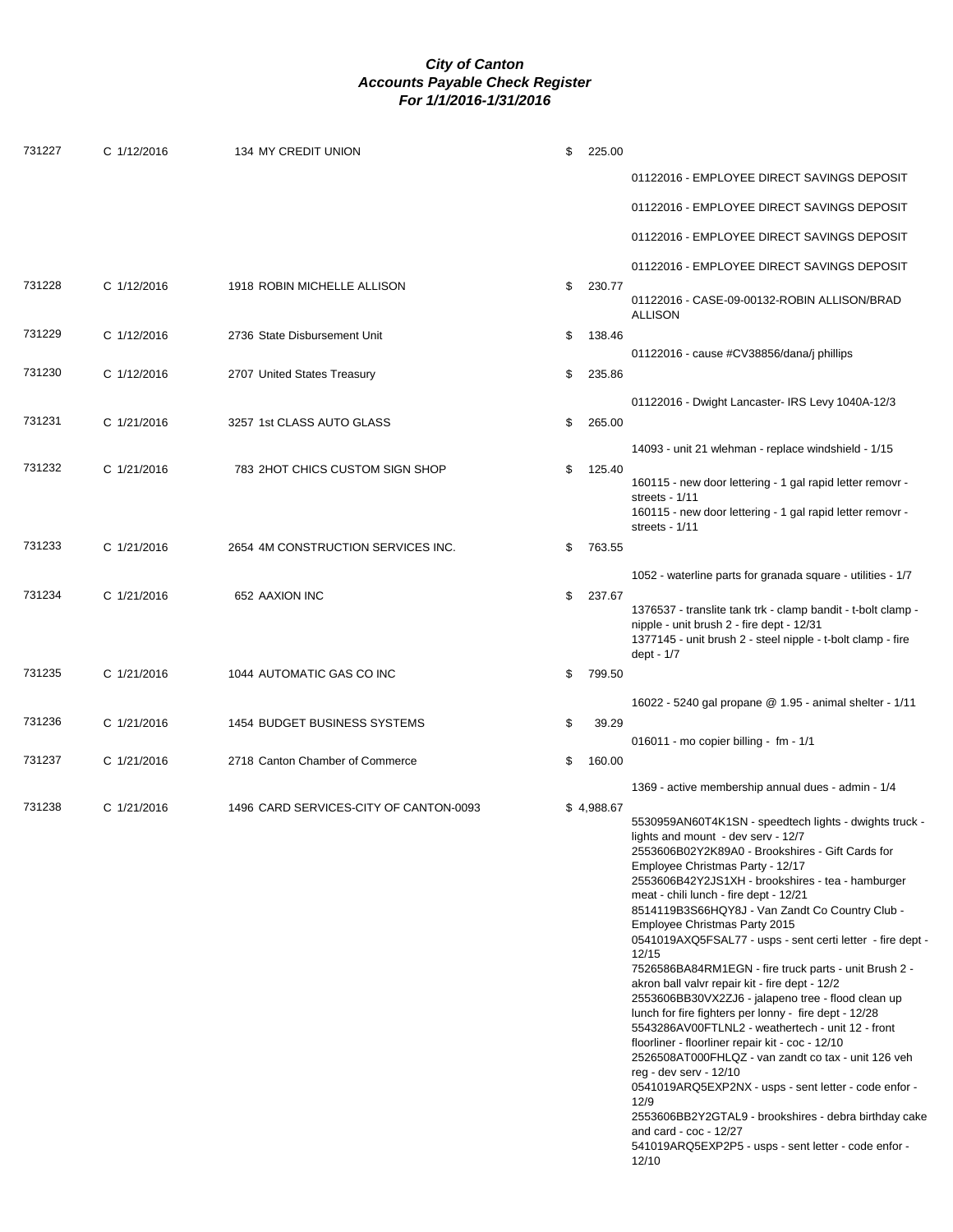# City of Canton
## Accounts Payable Check Register
### For 1/1/2016-1/31/2016

| Check # | Date | Vendor | Amount | Description |
|---|---|---|---|---|
| 731227 | C 1/12/2016 | 134 MY CREDIT UNION | $ 225.00 | |
| | | | | 01122016 - EMPLOYEE DIRECT SAVINGS DEPOSIT |
| | | | | 01122016 - EMPLOYEE DIRECT SAVINGS DEPOSIT |
| | | | | 01122016 - EMPLOYEE DIRECT SAVINGS DEPOSIT |
| | | | | 01122016 - EMPLOYEE DIRECT SAVINGS DEPOSIT |
| 731228 | C 1/12/2016 | 1918 ROBIN MICHELLE ALLISON | $ 230.77 | |
| | | | | 01122016 - CASE-09-00132-ROBIN ALLISON/BRAD ALLISON |
| 731229 | C 1/12/2016 | 2736 State Disbursement Unit | $ 138.46 | |
| | | | | 01122016 - cause #CV38856/dana/j phillips |
| 731230 | C 1/12/2016 | 2707 United States Treasury | $ 235.86 | |
| | | | | 01122016 - Dwight Lancaster- IRS Levy 1040A-12/3 |
| 731231 | C 1/21/2016 | 3257 1st CLASS AUTO GLASS | $ 265.00 | |
| | | | | 14093 - unit 21 wlehman - replace windshield - 1/15 |
| 731232 | C 1/21/2016 | 783 2HOT CHICS CUSTOM SIGN SHOP | $ 125.40 | |
| | | | | 160115 - new door lettering - 1 gal rapid letter removr - streets - 1/11 |
| | | | | 160115 - new door lettering - 1 gal rapid letter removr - streets - 1/11 |
| 731233 | C 1/21/2016 | 2654 4M CONSTRUCTION SERVICES INC. | $ 763.55 | |
| | | | | 1052 - waterline parts for granada square - utilities - 1/7 |
| 731234 | C 1/21/2016 | 652 AAXION INC | $ 237.67 | |
| | | | | 1376537 - translite tank trk - clamp bandit - t-bolt clamp - nipple - unit brush 2 - fire dept - 12/31 |
| | | | | 1377145 - unit brush 2 - steel nipple - t-bolt clamp - fire dept - 1/7 |
| 731235 | C 1/21/2016 | 1044 AUTOMATIC GAS CO INC | $ 799.50 | |
| | | | | 16022 - 5240 gal propane @ 1.95 - animal shelter - 1/11 |
| 731236 | C 1/21/2016 | 1454 BUDGET BUSINESS SYSTEMS | $ 39.29 | |
| | | | | 016011 - mo copier billing - fm - 1/1 |
| 731237 | C 1/21/2016 | 2718 Canton Chamber of Commerce | $ 160.00 | |
| | | | | 1369 - active membership annual dues - admin - 1/4 |
| 731238 | C 1/21/2016 | 1496 CARD SERVICES-CITY OF CANTON-0093 | $ 4,988.67 | |
| | | | | 5530959AN60T4K1SN - speedtech lights - dwights truck - lights and mount - dev serv - 12/7 |
| | | | | 2553606B02Y2K89A0 - Brookshires - Gift Cards for Employee Christmas Party - 12/17 |
| | | | | 2553606B42Y2JS1XH - brookshires - tea - hamburger meat - chili lunch - fire dept - 12/21 |
| | | | | 8514119B3S66HQY8J - Van Zandt Co Country Club - Employee Christmas Party 2015 |
| | | | | 0541019AXQ5FSAL77 - usps - sent certi letter - fire dept - 12/15 |
| | | | | 7526586BA84RM1EGN - fire truck parts - unit Brush 2 - akron ball valvr repair kit - fire dept - 12/2 |
| | | | | 2553606BB30VX2ZJ6 - jalapeno tree - flood clean up lunch for fire fighters per lonny - fire dept - 12/28 |
| | | | | 5543286AV00FTLNL2 - weathertech - unit 12 - front floorliner - floorliner repair kit - coc - 12/10 |
| | | | | 2526508AT000FHLQZ - van zandt co tax - unit 126 veh reg - dev serv - 12/10 |
| | | | | 0541019ARQ5EXP2NX - usps - sent letter - code enfor - 12/9 |
| | | | | 2553606BB2Y2GTAL9 - brookshires - debra birthday cake and card - coc - 12/27 |
| | | | | 541019ARQ5EXP2P5 - usps - sent letter - code enfor - 12/10 |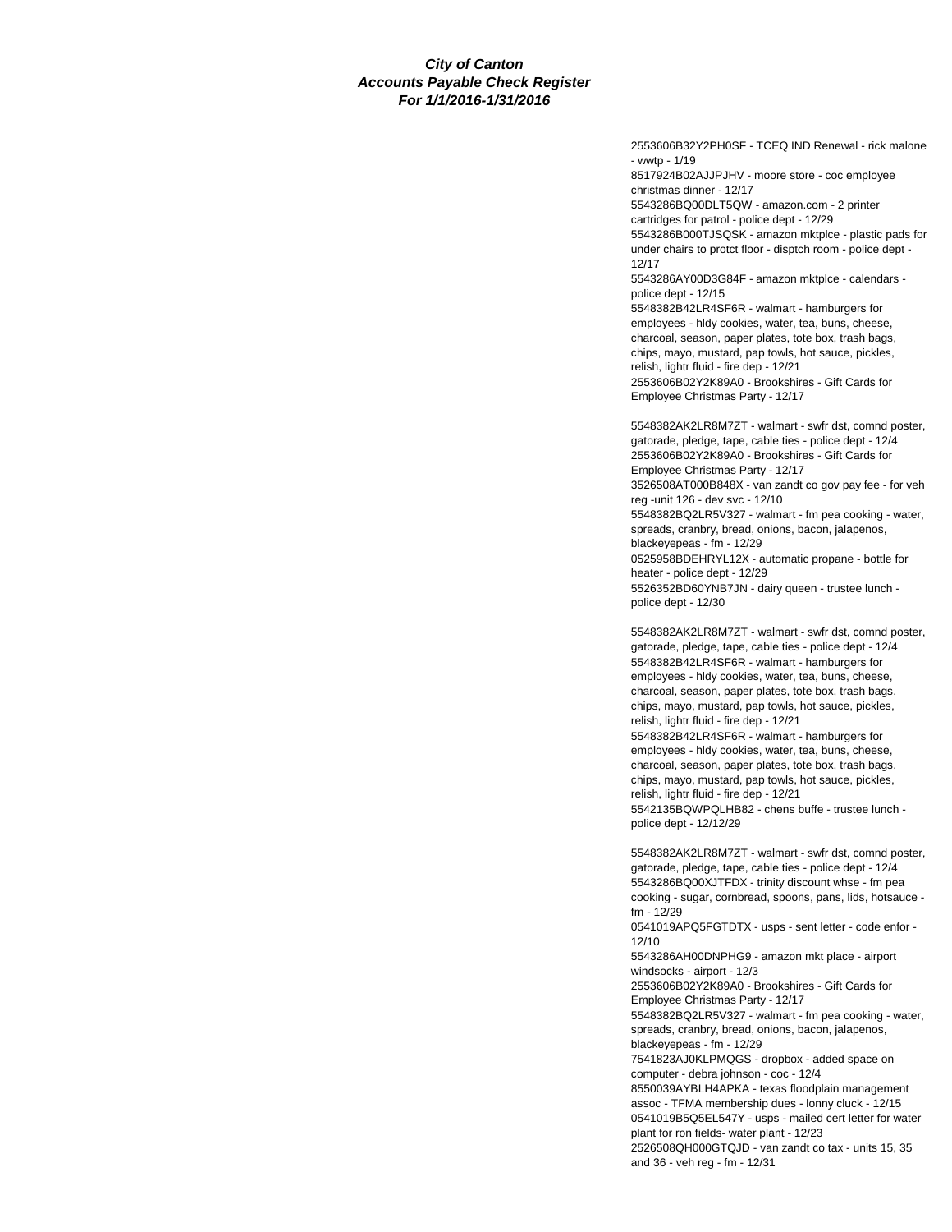**City of Canton**
**Accounts Payable Check Register**
**For 1/1/2016-1/31/2016**

2553606B32Y2PH0SF - TCEQ IND Renewal - rick malone - wwtp - 1/19
8517924B02AJJPJHV - moore store - coc employee christmas dinner - 12/17
5543286BQ00DLT5QW - amazon.com - 2 printer cartridges for patrol - police dept - 12/29
5543286B000TJSQSK - amazon mktplce - plastic pads for under chairs to protct floor - disptch room - police dept - 12/17
5543286AY00D3G84F - amazon mktplce - calendars - police dept - 12/15
5548382B42LR4SF6R - walmart - hamburgers for employees - hldy cookies, water, tea, buns, cheese, charcoal, season, paper plates, tote box, trash bags, chips, mayo, mustard, pap towls, hot sauce, pickles, relish, lightr fluid - fire dep - 12/21
2553606B02Y2K89A0 - Brookshires - Gift Cards for Employee Christmas Party - 12/17

5548382AK2LR8M7ZT - walmart - swfr dst, comnd poster, gatorade, pledge, tape, cable ties - police dept - 12/4
2553606B02Y2K89A0 - Brookshires - Gift Cards for Employee Christmas Party - 12/17
3526508AT000B848X - van zandt co gov pay fee - for veh reg -unit 126 - dev svc - 12/10
5548382BQ2LR5V327 - walmart - fm pea cooking - water, spreads, cranbry, bread, onions, bacon, jalapenos, blackeyepeas - fm - 12/29
0525958BDEHRYL12X - automatic propane - bottle for heater - police dept - 12/29
5526352BD60YNB7JN - dairy queen - trustee lunch - police dept - 12/30

5548382AK2LR8M7ZT - walmart - swfr dst, comnd poster, gatorade, pledge, tape, cable ties - police dept - 12/4
5548382B42LR4SF6R - walmart - hamburgers for employees - hldy cookies, water, tea, buns, cheese, charcoal, season, paper plates, tote box, trash bags, chips, mayo, mustard, pap towls, hot sauce, pickles, relish, lightr fluid - fire dep - 12/21
5548382B42LR4SF6R - walmart - hamburgers for employees - hldy cookies, water, tea, buns, cheese, charcoal, season, paper plates, tote box, trash bags, chips, mayo, mustard, pap towls, hot sauce, pickles, relish, lightr fluid - fire dep - 12/21
5542135BQWPQLHB82 - chens buffe - trustee lunch - police dept - 12/12/29

5548382AK2LR8M7ZT - walmart - swfr dst, comnd poster, gatorade, pledge, tape, cable ties - police dept - 12/4
5543286BQ00XJTFDX - trinity discount whse - fm pea cooking - sugar, cornbread, spoons, pans, lids, hotsauce - fm - 12/29
0541019APQ5FGTDTX - usps - sent letter - code enfor - 12/10
5543286AH00DNPHG9 - amazon mkt place - airport windsocks - airport - 12/3
2553606B02Y2K89A0 - Brookshires - Gift Cards for Employee Christmas Party - 12/17
5548382BQ2LR5V327 - walmart - fm pea cooking - water, spreads, cranbry, bread, onions, bacon, jalapenos, blackeyepeas - fm - 12/29
7541823AJ0KLPMQGS - dropbox - added space on computer - debra johnson - coc - 12/4
8550039AYBLH4APKA - texas floodplain management assoc - TFMA membership dues - lonny cluck - 12/15
0541019B5Q5EL547Y - usps - mailed cert letter for water plant for ron fields- water plant - 12/23
2526508QH000GTQJD - van zandt co tax - units 15, 35 and 36 - veh reg - fm - 12/31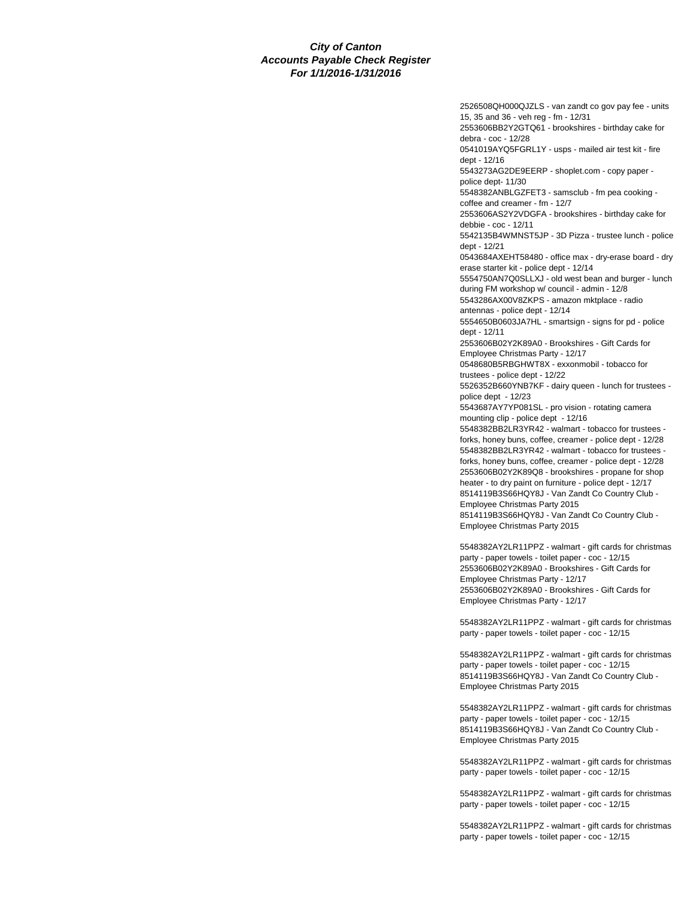**City of Canton**
**Accounts Payable Check Register**
**For 1/1/2016-1/31/2016**

2526508QH000QJZLS - van zandt co gov pay fee - units 15, 35 and 36 - veh reg - fm - 12/31
2553606BB2Y2GTQ61 - brookshires - birthday cake for debra - coc - 12/28
0541019AYQ5FGRL1Y - usps - mailed air test kit - fire dept - 12/16
5543273AG2DE9EERP - shoplet.com - copy paper - police dept- 11/30
5548382ANBLGZFET3 - samsclub - fm pea cooking - coffee and creamer - fm - 12/7
2553606AS2Y2VDGFA - brookshires - birthday cake for debbie - coc - 12/11
5542135B4WMNST5JP - 3D Pizza - trustee lunch - police dept - 12/21
0543684AXEHT58480 - office max - dry-erase board - dry erase starter kit - police dept - 12/14
5554750AN7Q0SLLXJ - old west bean and burger - lunch during FM workshop w/ council - admin - 12/8
5543286AX00V8ZKPS - amazon mktplace - radio antennas - police dept - 12/14
5554650B0603JA7HL - smartsign - signs for pd - police dept - 12/11
2553606B02Y2K89A0 - Brookshires - Gift Cards for Employee Christmas Party - 12/17
0548680B5RBGHWT8X - exxonmobil - tobacco for trustees - police dept - 12/22
5526352B660YNB7KF - dairy queen - lunch for trustees - police dept - 12/23
5543687AY7YP081SL - pro vision - rotating camera mounting clip - police dept - 12/16
5548382BB2LR3YR42 - walmart - tobacco for trustees - forks, honey buns, coffee, creamer - police dept - 12/28
5548382BB2LR3YR42 - walmart - tobacco for trustees - forks, honey buns, coffee, creamer - police dept - 12/28
2553606B02Y2K89Q8 - brookshires - propane for shop heater - to dry paint on furniture - police dept - 12/17
8514119B3S66HQY8J - Van Zandt Co Country Club - Employee Christmas Party 2015
8514119B3S66HQY8J - Van Zandt Co Country Club - Employee Christmas Party 2015

5548382AY2LR11PPZ - walmart - gift cards for christmas party - paper towels - toilet paper - coc - 12/15
2553606B02Y2K89A0 - Brookshires - Gift Cards for Employee Christmas Party - 12/17
2553606B02Y2K89A0 - Brookshires - Gift Cards for Employee Christmas Party - 12/17

5548382AY2LR11PPZ - walmart - gift cards for christmas party - paper towels - toilet paper - coc - 12/15

5548382AY2LR11PPZ - walmart - gift cards for christmas party - paper towels - toilet paper - coc - 12/15
8514119B3S66HQY8J - Van Zandt Co Country Club - Employee Christmas Party 2015

5548382AY2LR11PPZ - walmart - gift cards for christmas party - paper towels - toilet paper - coc - 12/15
8514119B3S66HQY8J - Van Zandt Co Country Club - Employee Christmas Party 2015

5548382AY2LR11PPZ - walmart - gift cards for christmas party - paper towels - toilet paper - coc - 12/15

5548382AY2LR11PPZ - walmart - gift cards for christmas party - paper towels - toilet paper - coc - 12/15

5548382AY2LR11PPZ - walmart - gift cards for christmas party - paper towels - toilet paper - coc - 12/15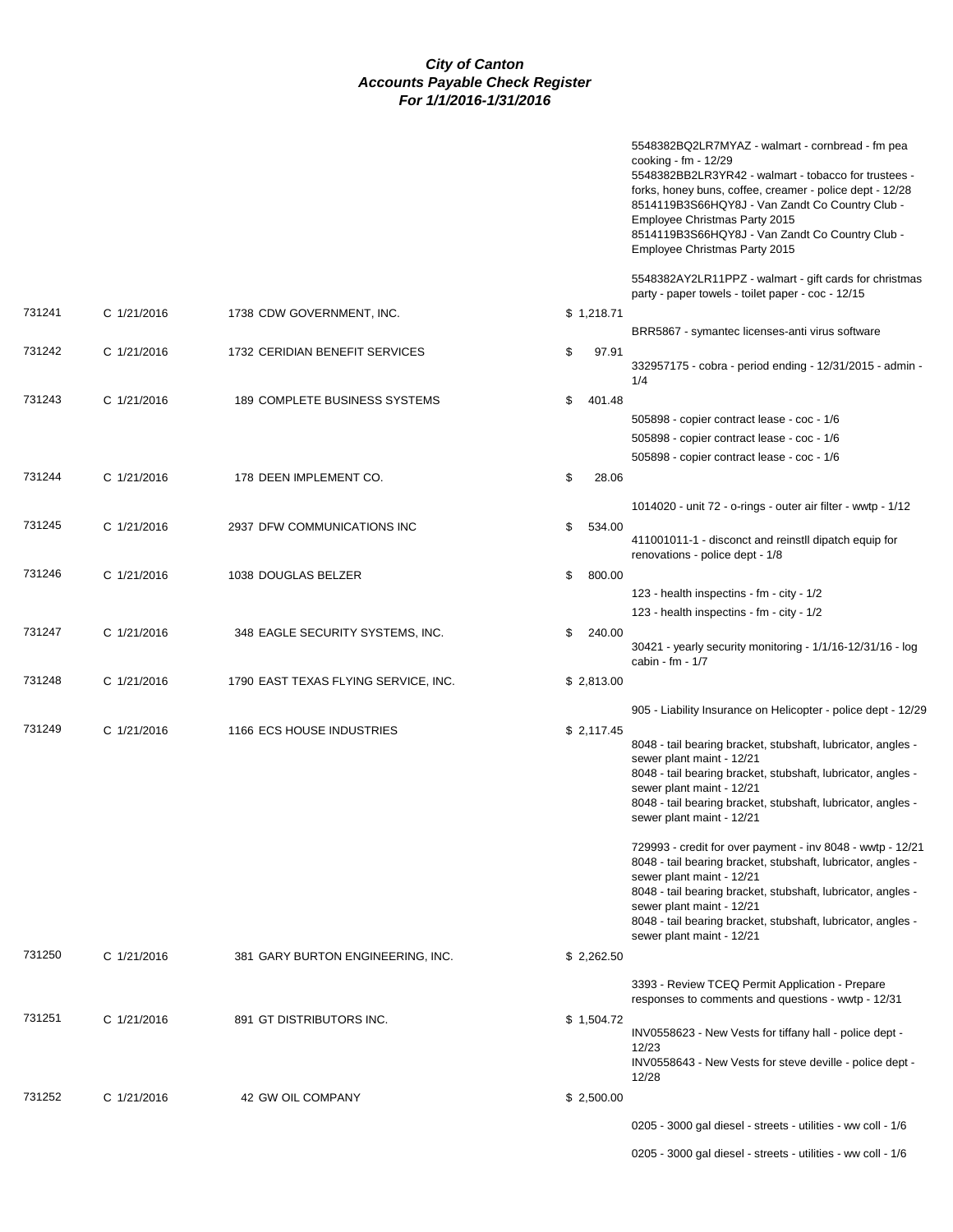# City of Canton
## Accounts Payable Check Register
### For 1/1/2016-1/31/2016

| Check # | Date | Vendor | Amount | Description |
|---|---|---|---|---|
| | | | | 5548382BQ2LR7MYAZ - walmart - cornbread - fm pea cooking - fm - 12/29 |
| | | | | 5548382BB2LR3YR42 - walmart - tobacco for trustees - forks, honey buns, coffee, creamer - police dept - 12/28 |
| | | | | 8514119B3S66HQY8J - Van Zandt Co Country Club - Employee Christmas Party 2015 |
| | | | | 8514119B3S66HQY8J - Van Zandt Co Country Club - Employee Christmas Party 2015 |
| | | | | 5548382AY2LR11PPZ - walmart - gift cards for christmas party - paper towels - toilet paper - coc - 12/15 |
| 731241 | C 1/21/2016 | 1738 CDW GOVERNMENT, INC. | $ 1,218.71 | |
| | | | | BRR5867 - symantec licenses-anti virus software |
| 731242 | C 1/21/2016 | 1732 CERIDIAN BENEFIT SERVICES | $ 97.91 | |
| | | | | 332957175 - cobra - period ending - 12/31/2015 - admin - 1/4 |
| 731243 | C 1/21/2016 | 189 COMPLETE BUSINESS SYSTEMS | $ 401.48 | |
| | | | | 505898 - copier contract lease - coc - 1/6 |
| | | | | 505898 - copier contract lease - coc - 1/6 |
| | | | | 505898 - copier contract lease - coc - 1/6 |
| 731244 | C 1/21/2016 | 178 DEEN IMPLEMENT CO. | $ 28.06 | |
| | | | | 1014020 - unit 72 - o-rings - outer air filter - wwtp - 1/12 |
| 731245 | C 1/21/2016 | 2937 DFW COMMUNICATIONS INC | $ 534.00 | |
| | | | | 411001011-1 - disconct and reinstll dipatch equip for renovations - police dept - 1/8 |
| 731246 | C 1/21/2016 | 1038 DOUGLAS BELZER | $ 800.00 | |
| | | | | 123 - health inspectins - fm - city - 1/2 |
| | | | | 123 - health inspectins - fm - city - 1/2 |
| 731247 | C 1/21/2016 | 348 EAGLE SECURITY SYSTEMS, INC. | $ 240.00 | |
| | | | | 30421 - yearly security monitoring - 1/1/16-12/31/16 - log cabin - fm - 1/7 |
| 731248 | C 1/21/2016 | 1790 EAST TEXAS FLYING SERVICE, INC. | $ 2,813.00 | |
| | | | | 905 - Liability Insurance on Helicopter - police dept - 12/29 |
| 731249 | C 1/21/2016 | 1166 ECS HOUSE INDUSTRIES | $ 2,117.45 | |
| | | | | 8048 - tail bearing bracket, stubshaft, lubricator, angles - sewer plant maint - 12/21 |
| | | | | 8048 - tail bearing bracket, stubshaft, lubricator, angles - sewer plant maint - 12/21 |
| | | | | 8048 - tail bearing bracket, stubshaft, lubricator, angles - sewer plant maint - 12/21 |
| | | | | 729993 - credit for over payment - inv 8048 - wwtp - 12/21 |
| | | | | 8048 - tail bearing bracket, stubshaft, lubricator, angles - sewer plant maint - 12/21 |
| | | | | 8048 - tail bearing bracket, stubshaft, lubricator, angles - sewer plant maint - 12/21 |
| | | | | 8048 - tail bearing bracket, stubshaft, lubricator, angles - sewer plant maint - 12/21 |
| 731250 | C 1/21/2016 | 381 GARY BURTON ENGINEERING, INC. | $ 2,262.50 | |
| | | | | 3393 - Review TCEQ Permit Application - Prepare responses to comments and questions - wwtp - 12/31 |
| 731251 | C 1/21/2016 | 891 GT DISTRIBUTORS INC. | $ 1,504.72 | |
| | | | | INV0558623 - New Vests for tiffany hall - police dept - 12/23 |
| | | | | INV0558643 - New Vests for steve deville - police dept - 12/28 |
| 731252 | C 1/21/2016 | 42 GW OIL COMPANY | $ 2,500.00 | |
| | | | | 0205 - 3000 gal diesel - streets - utilities - ww coll - 1/6 |
| | | | | 0205 - 3000 gal diesel - streets - utilities - ww coll - 1/6 |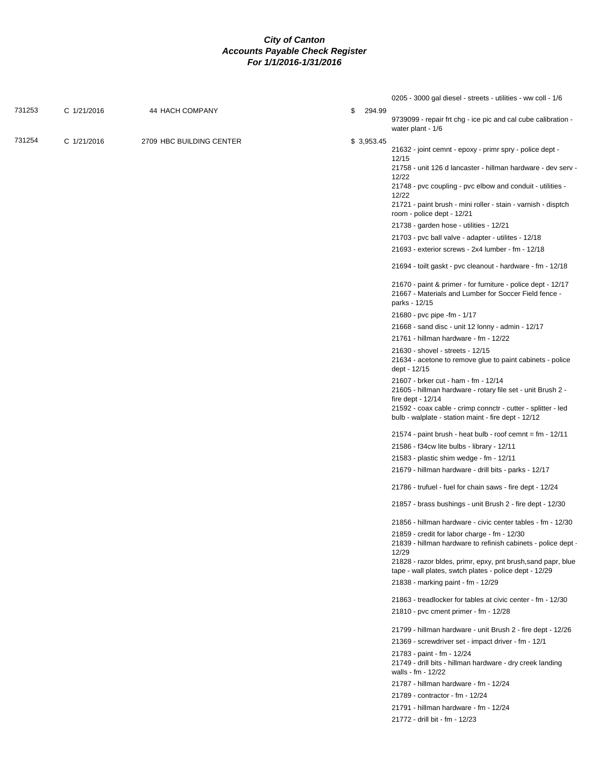**City of Canton**
**Accounts Payable Check Register**
**For 1/1/2016-1/31/2016**

| | | | | |
|---|---|---|---|---|
| | | | | 0205 - 3000 gal diesel - streets - utilities - ww coll - 1/6 |
| 731253 | C 1/21/2016 | 44 HACH COMPANY | $ 294.99 | 9739099 - repair frt chg - ice pic and cal cube calibration - water plant - 1/6 |
| 731254 | C 1/21/2016 | 2709 HBC BUILDING CENTER | $ 3,953.45 | 21632 - joint cemnt - epoxy - primr spry - police dept - 12/15 |
| | | | | 21758 - unit 126 d lancaster - hillman hardware - dev serv - 12/22 |
| | | | | 21748 - pvc coupling - pvc elbow and conduit - utilities - 12/22 |
| | | | | 21721 - paint brush - mini roller - stain - varnish - disptch room - police dept - 12/21 |
| | | | | 21738 - garden hose - utilities - 12/21 |
| | | | | 21703 - pvc ball valve - adapter - utilites - 12/18 |
| | | | | 21693 - exterior screws - 2x4 lumber - fm - 12/18 |
| | | | | 21694 - toilt gaskt - pvc cleanout - hardware - fm - 12/18 |
| | | | | 21670 - paint & primer - for furniture - police dept - 12/17 |
| | | | | 21667 - Materials and Lumber for Soccer Field fence - parks - 12/15 |
| | | | | 21680 - pvc pipe -fm - 1/17 |
| | | | | 21668 - sand disc - unit 12 lonny - admin - 12/17 |
| | | | | 21761 - hillman hardware - fm - 12/22 |
| | | | | 21630 - shovel - streets - 12/15 |
| | | | | 21634 - acetone to remove glue to paint cabinets - police dept - 12/15 |
| | | | | 21607 - brker cut - ham - fm - 12/14 |
| | | | | 21605 - hillman hardware - rotary file set - unit Brush 2 - fire dept - 12/14 |
| | | | | 21592 - coax cable - crimp connctr - cutter - splitter - led bulb - walplate - station maint - fire dept - 12/12 |
| | | | | 21574 - paint brush - heat bulb - roof cemnt = fm - 12/11 |
| | | | | 21586 - f34cw lite bulbs - library - 12/11 |
| | | | | 21583 - plastic shim wedge - fm - 12/11 |
| | | | | 21679 - hillman hardware - drill bits - parks - 12/17 |
| | | | | 21786 - trufuel - fuel for chain saws - fire dept - 12/24 |
| | | | | 21857 - brass bushings - unit Brush 2 - fire dept - 12/30 |
| | | | | 21856 - hillman hardware - civic center tables - fm - 12/30 |
| | | | | 21859 - credit for labor charge - fm - 12/30 |
| | | | | 21839 - hillman hardware to refinish cabinets - police dept - 12/29 |
| | | | | 21828 - razor bldes, primr, epxy, pnt brush,sand papr, blue tape - wall plates, swtch plates - police dept - 12/29 |
| | | | | 21838 - marking paint - fm - 12/29 |
| | | | | 21863 - treadlocker for tables at civic center - fm - 12/30 |
| | | | | 21810 - pvc cment primer - fm - 12/28 |
| | | | | 21799 - hillman hardware - unit Brush 2 - fire dept - 12/26 |
| | | | | 21369 - screwdriver set - impact driver - fm - 12/1 |
| | | | | 21783 - paint - fm - 12/24 |
| | | | | 21749 - drill bits - hillman hardware - dry creek landing walls - fm - 12/22 |
| | | | | 21787 - hillman hardware - fm - 12/24 |
| | | | | 21789 - contractor - fm - 12/24 |
| | | | | 21791 - hillman hardware - fm - 12/24 |
| | | | | 21772 - drill bit - fm - 12/23 |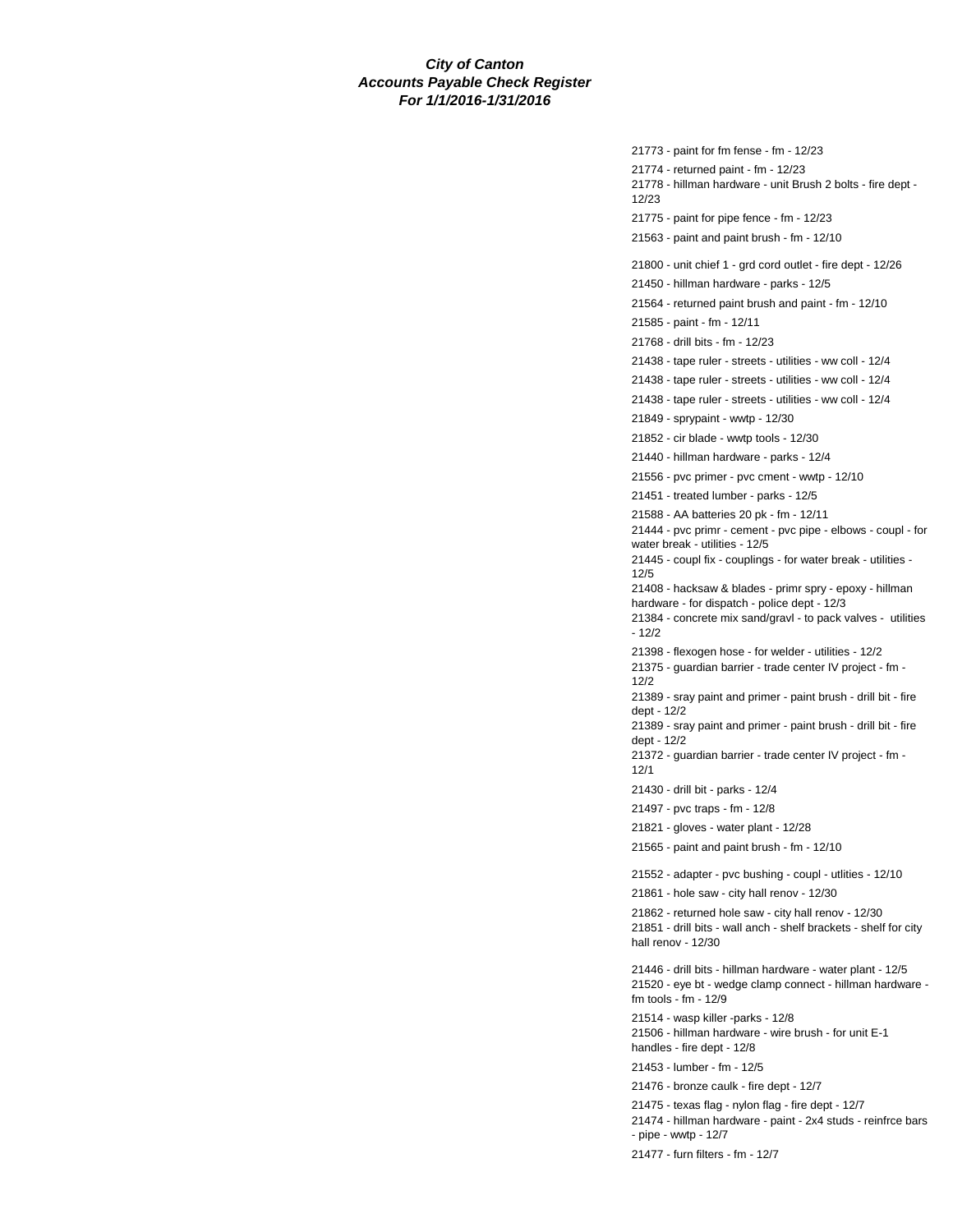***City of Canton***
***Accounts Payable Check Register***
***For 1/1/2016-1/31/2016***

21773 - paint for fm fense - fm - 12/23

21774 - returned paint - fm - 12/23

21778 - hillman hardware - unit Brush 2 bolts - fire dept - 12/23

21775 - paint for pipe fence - fm - 12/23

21563 - paint and paint brush - fm - 12/10

21800 - unit chief 1 - grd cord outlet - fire dept - 12/26

21450 - hillman hardware - parks - 12/5

21564 - returned paint brush and paint - fm - 12/10

21585 - paint - fm - 12/11

21768 - drill bits - fm - 12/23

21438 - tape ruler - streets - utilities - ww coll - 12/4

21438 - tape ruler - streets - utilities - ww coll - 12/4

21438 - tape ruler - streets - utilities - ww coll - 12/4

21849 - sprypaint - wwtp - 12/30

21852 - cir blade - wwtp tools - 12/30

21440 - hillman hardware - parks - 12/4

21556 - pvc primer - pvc cment - wwtp - 12/10

21451 - treated lumber - parks - 12/5

21588 - AA batteries 20 pk - fm - 12/11

21444 - pvc primr - cement - pvc pipe - elbows - coupl - for water break - utilities - 12/5

21445 - coupl fix - couplings - for water break - utilities - 12/5

21408 - hacksaw & blades - primr spry - epoxy - hillman hardware - for dispatch - police dept - 12/3

21384 - concrete mix sand/gravl - to pack valves - utilities - 12/2

21398 - flexogen hose - for welder - utilities - 12/2

21375 - guardian barrier - trade center IV project - fm - 12/2

21389 - sray paint and primer - paint brush - drill bit - fire dept - 12/2

21389 - sray paint and primer - paint brush - drill bit - fire dept - 12/2

21372 - guardian barrier - trade center IV project - fm - 12/1

21430 - drill bit - parks - 12/4

21497 - pvc traps - fm - 12/8

21821 - gloves - water plant - 12/28

21565 - paint and paint brush - fm - 12/10

21552 - adapter - pvc bushing - coupl - utlities - 12/10

21861 - hole saw - city hall renov - 12/30

21862 - returned hole saw - city hall renov - 12/30

21851 - drill bits - wall anch - shelf brackets - shelf for city hall renov - 12/30

21446 - drill bits - hillman hardware - water plant - 12/5

21520 - eye bt - wedge clamp connect - hillman hardware - fm tools - fm - 12/9

21514 - wasp killer -parks - 12/8

21506 - hillman hardware - wire brush - for unit E-1 handles - fire dept - 12/8

21453 - lumber - fm - 12/5

21476 - bronze caulk - fire dept - 12/7

21475 - texas flag - nylon flag - fire dept - 12/7

21474 - hillman hardware - paint - 2x4 studs - reinfrce bars - pipe - wwtp - 12/7

21477 - furn filters - fm - 12/7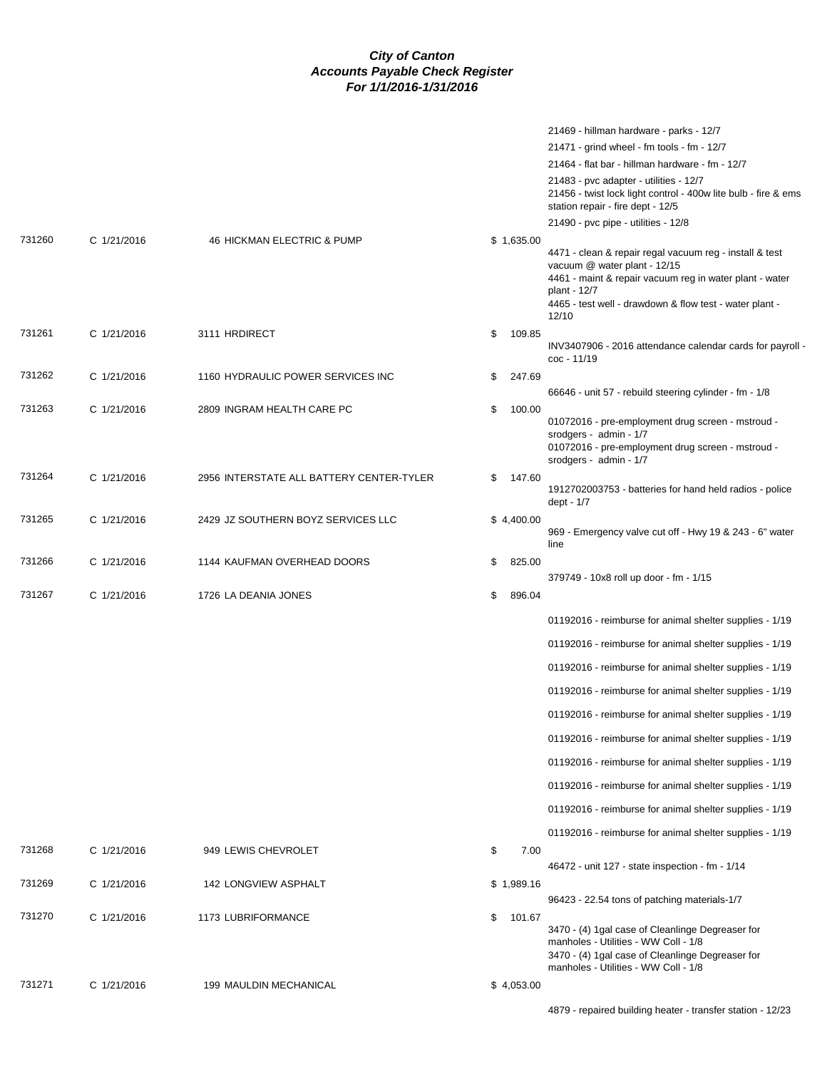# City of Canton
## Accounts Payable Check Register
### For 1/1/2016-1/31/2016

| Check # | Date | Vendor | Amount | Description |
|---|---|---|---|---|
| | | | | 21469 - hillman hardware - parks - 12/7 |
| | | | | 21471 - grind wheel - fm tools - fm - 12/7 |
| | | | | 21464 - flat bar - hillman hardware - fm - 12/7 |
| | | | | 21483 - pvc adapter - utilities - 12/7 |
| | | | | 21456 - twist lock light control - 400w lite bulb - fire & ems station repair - fire dept - 12/5 |
| | | | | 21490 - pvc pipe - utilities - 12/8 |
| 731260 | C 1/21/2016 | 46 HICKMAN ELECTRIC & PUMP | $ 1,635.00 | |
| | | | | 4471 - clean & repair regal vacuum reg - install & test vacuum @ water plant - 12/15 |
| | | | | 4461 - maint & repair vacuum reg in water plant - water plant - 12/7 |
| | | | | 4465 - test well - drawdown & flow test - water plant - 12/10 |
| 731261 | C 1/21/2016 | 3111 HRDIRECT | $ 109.85 | |
| | | | | INV3407906 - 2016 attendance calendar cards for payroll - coc - 11/19 |
| 731262 | C 1/21/2016 | 1160 HYDRAULIC POWER SERVICES INC | $ 247.69 | |
| | | | | 66646 - unit 57 - rebuild steering cylinder - fm - 1/8 |
| 731263 | C 1/21/2016 | 2809 INGRAM HEALTH CARE PC | $ 100.00 | |
| | | | | 01072016 - pre-employment drug screen - mstroud - srodgers - admin - 1/7 |
| | | | | 01072016 - pre-employment drug screen - mstroud - srodgers - admin - 1/7 |
| 731264 | C 1/21/2016 | 2956 INTERSTATE ALL BATTERY CENTER-TYLER | $ 147.60 | |
| | | | | 1912702003753 - batteries for hand held radios - police dept - 1/7 |
| 731265 | C 1/21/2016 | 2429 JZ SOUTHERN BOYZ SERVICES LLC | $ 4,400.00 | |
| | | | | 969 - Emergency valve cut off - Hwy 19 & 243 - 6" water line |
| 731266 | C 1/21/2016 | 1144 KAUFMAN OVERHEAD DOORS | $ 825.00 | |
| | | | | 379749 - 10x8 roll up door - fm - 1/15 |
| 731267 | C 1/21/2016 | 1726 LA DEANIA JONES | $ 896.04 | |
| | | | | 01192016 - reimburse for animal shelter supplies - 1/19 |
| | | | | 01192016 - reimburse for animal shelter supplies - 1/19 |
| | | | | 01192016 - reimburse for animal shelter supplies - 1/19 |
| | | | | 01192016 - reimburse for animal shelter supplies - 1/19 |
| | | | | 01192016 - reimburse for animal shelter supplies - 1/19 |
| | | | | 01192016 - reimburse for animal shelter supplies - 1/19 |
| | | | | 01192016 - reimburse for animal shelter supplies - 1/19 |
| | | | | 01192016 - reimburse for animal shelter supplies - 1/19 |
| | | | | 01192016 - reimburse for animal shelter supplies - 1/19 |
| | | | | 01192016 - reimburse for animal shelter supplies - 1/19 |
| 731268 | C 1/21/2016 | 949 LEWIS CHEVROLET | $ 7.00 | |
| | | | | 46472 - unit 127 - state inspection - fm - 1/14 |
| 731269 | C 1/21/2016 | 142 LONGVIEW ASPHALT | $ 1,989.16 | |
| | | | | 96423 - 22.54 tons of patching materials-1/7 |
| 731270 | C 1/21/2016 | 1173 LUBRIFORMANCE | $ 101.67 | |
| | | | | 3470 - (4) 1gal case of Cleanlinge Degreaser for manholes - Utilities - WW Coll - 1/8 |
| | | | | 3470 - (4) 1gal case of Cleanlinge Degreaser for manholes - Utilities - WW Coll - 1/8 |
| 731271 | C 1/21/2016 | 199 MAULDIN MECHANICAL | $ 4,053.00 | |
| | | | | 4879 - repaired building heater - transfer station - 12/23 |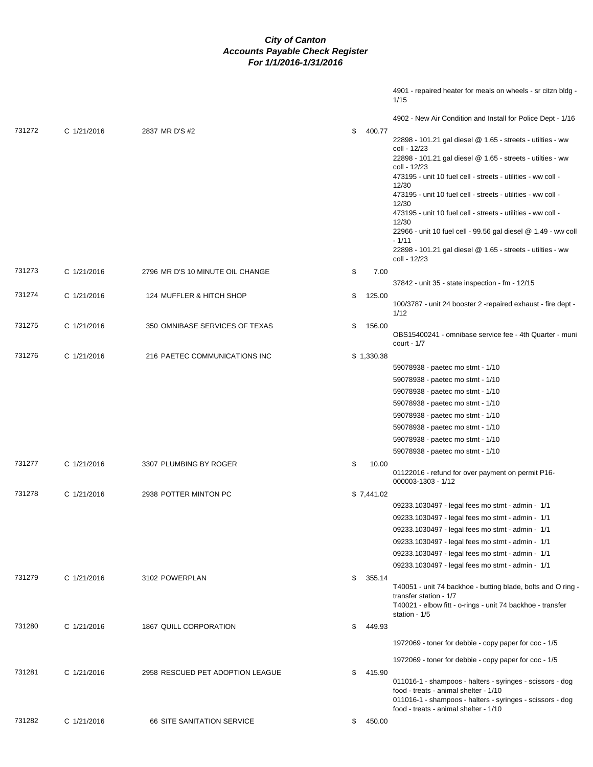# City of Canton
## Accounts Payable Check Register
### For 1/1/2016-1/31/2016

| Check # | Date | Vendor | Amount | Description |
|---|---|---|---|---|
| | | | | 4901 - repaired heater for meals on wheels - sr citzn bldg - 1/15 |
| | | | | 4902 - New Air Condition and Install for Police Dept - 1/16 |
| 731272 | C 1/21/2016 | 2837 MR D'S #2 | $ 400.77 | 22898 - 101.21 gal diesel @ 1.65 - streets - utilties - ww coll - 12/23 |
| | | | | 22898 - 101.21 gal diesel @ 1.65 - streets - utilties - ww coll - 12/23 |
| | | | | 473195 - unit 10 fuel cell - streets - utilities - ww coll - 12/30 |
| | | | | 473195 - unit 10 fuel cell - streets - utilities - ww coll - 12/30 |
| | | | | 473195 - unit 10 fuel cell - streets - utilities - ww coll - 12/30 |
| | | | | 22966 - unit 10 fuel cell - 99.56 gal diesel @ 1.49 - ww coll - 1/11 |
| | | | | 22898 - 101.21 gal diesel @ 1.65 - streets - utilties - ww coll - 12/23 |
| 731273 | C 1/21/2016 | 2796 MR D'S 10 MINUTE OIL CHANGE | $ 7.00 | 37842 - unit 35 - state inspection - fm - 12/15 |
| 731274 | C 1/21/2016 | 124 MUFFLER & HITCH SHOP | $ 125.00 | 100/3787 - unit 24 booster 2 -repaired exhaust - fire dept - 1/12 |
| 731275 | C 1/21/2016 | 350 OMNIBASE SERVICES OF TEXAS | $ 156.00 | OBS15400241 - omnibase service fee - 4th Quarter - muni court - 1/7 |
| 731276 | C 1/21/2016 | 216 PAETEC COMMUNICATIONS INC | $ 1,330.38 | 59078938 - paetec mo stmt - 1/10 |
| | | | | 59078938 - paetec mo stmt - 1/10 |
| | | | | 59078938 - paetec mo stmt - 1/10 |
| | | | | 59078938 - paetec mo stmt - 1/10 |
| | | | | 59078938 - paetec mo stmt - 1/10 |
| | | | | 59078938 - paetec mo stmt - 1/10 |
| | | | | 59078938 - paetec mo stmt - 1/10 |
| | | | | 59078938 - paetec mo stmt - 1/10 |
| 731277 | C 1/21/2016 | 3307 PLUMBING BY ROGER | $ 10.00 | 01122016 - refund for over payment on permit P16-000003-1303 - 1/12 |
| 731278 | C 1/21/2016 | 2938 POTTER MINTON PC | $ 7,441.02 | 09233.1030497 - legal fees mo stmt - admin - 1/1 |
| | | | | 09233.1030497 - legal fees mo stmt - admin - 1/1 |
| | | | | 09233.1030497 - legal fees mo stmt - admin - 1/1 |
| | | | | 09233.1030497 - legal fees mo stmt - admin - 1/1 |
| | | | | 09233.1030497 - legal fees mo stmt - admin - 1/1 |
| | | | | 09233.1030497 - legal fees mo stmt - admin - 1/1 |
| 731279 | C 1/21/2016 | 3102 POWERPLAN | $ 355.14 | T40051 - unit 74 backhoe - butting blade, bolts and O ring - transfer station - 1/7 |
| | | | | T40021 - elbow fitt - o-rings - unit 74 backhoe - transfer station - 1/5 |
| 731280 | C 1/21/2016 | 1867 QUILL CORPORATION | $ 449.93 | 1972069 - toner for debbie - copy paper for coc - 1/5 |
| | | | | 1972069 - toner for debbie - copy paper for coc - 1/5 |
| 731281 | C 1/21/2016 | 2958 RESCUED PET ADOPTION LEAGUE | $ 415.90 | 011016-1 - shampoos - halters - syringes - scissors - dog food - treats - animal shelter - 1/10 |
| | | | | 011016-1 - shampoos - halters - syringes - scissors - dog food - treats - animal shelter - 1/10 |
| 731282 | C 1/21/2016 | 66 SITE SANITATION SERVICE | $ 450.00 | |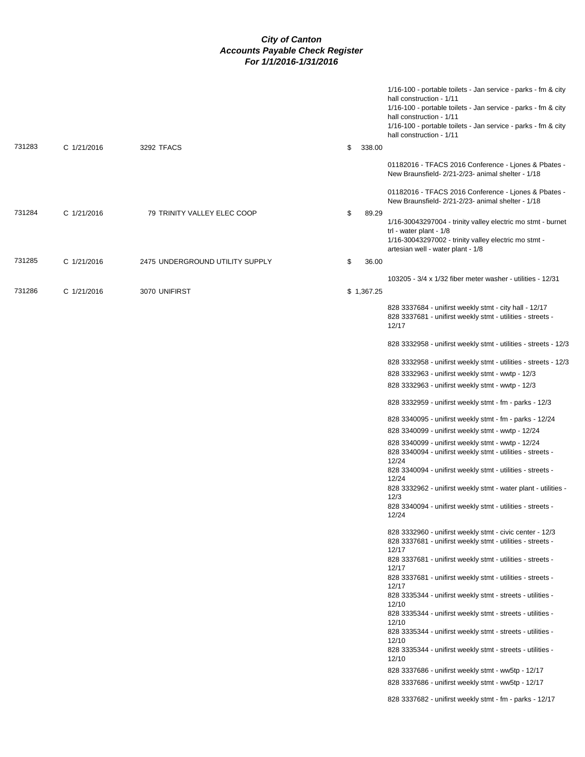# City of Canton
## Accounts Payable Check Register
### For 1/1/2016-1/31/2016

| Check # | Date | Vendor | Amount | Description |
|---|---|---|---|---|
| | | | | 1/16-100 - portable toilets - Jan service - parks - fm & city hall construction - 1/11 |
| | | | | 1/16-100 - portable toilets - Jan service - parks - fm & city hall construction - 1/11 |
| | | | | 1/16-100 - portable toilets - Jan service - parks - fm & city hall construction - 1/11 |
| 731283 | C 1/21/2016 | 3292 TFACS | $ 338.00 | |
| | | | | 01182016 - TFACS 2016 Conference - Ljones & Pbates - New Braunsfield- 2/21-2/23- animal shelter - 1/18 |
| | | | | 01182016 - TFACS 2016 Conference - Ljones & Pbates - New Braunsfield- 2/21-2/23- animal shelter - 1/18 |
| 731284 | C 1/21/2016 | 79 TRINITY VALLEY ELEC COOP | $ 89.29 | |
| | | | | 1/16-30043297004 - trinity valley electric mo stmt - burnet trl - water plant - 1/8 |
| | | | | 1/16-30043297002 - trinity valley electric mo stmt - artesian well - water plant - 1/8 |
| 731285 | C 1/21/2016 | 2475 UNDERGROUND UTILITY SUPPLY | $ 36.00 | |
| | | | | 103205 - 3/4 x 1/32 fiber meter washer - utilities - 12/31 |
| 731286 | C 1/21/2016 | 3070 UNIFIRST | $ 1,367.25 | |
| | | | | 828 3337684 - unifirst weekly stmt - city hall - 12/17 |
| | | | | 828 3337681 - unifirst weekly stmt - utilities - streets - 12/17 |
| | | | | 828 3332958 - unifirst weekly stmt - utilities - streets - 12/3 |
| | | | | 828 3332958 - unifirst weekly stmt - utilities - streets - 12/3 |
| | | | | 828 3332963 - unifirst weekly stmt - wwtp - 12/3 |
| | | | | 828 3332963 - unifirst weekly stmt - wwtp - 12/3 |
| | | | | 828 3332959 - unifirst weekly stmt - fm - parks - 12/3 |
| | | | | 828 3340095 - unifirst weekly stmt - fm - parks - 12/24 |
| | | | | 828 3340099 - unifirst weekly stmt - wwtp - 12/24 |
| | | | | 828 3340099 - unifirst weekly stmt - wwtp - 12/24 |
| | | | | 828 3340094 - unifirst weekly stmt - utilities - streets - 12/24 |
| | | | | 828 3340094 - unifirst weekly stmt - utilities - streets - 12/24 |
| | | | | 828 3332962 - unifirst weekly stmt - water plant - utilities - 12/3 |
| | | | | 828 3340094 - unifirst weekly stmt - utilities - streets - 12/24 |
| | | | | 828 3332960 - unifirst weekly stmt - civic center - 12/3 |
| | | | | 828 3337681 - unifirst weekly stmt - utilities - streets - 12/17 |
| | | | | 828 3337681 - unifirst weekly stmt - utilities - streets - 12/17 |
| | | | | 828 3337681 - unifirst weekly stmt - utilities - streets - 12/17 |
| | | | | 828 3335344 - unifirst weekly stmt - streets - utilities - 12/10 |
| | | | | 828 3335344 - unifirst weekly stmt - streets - utilities - 12/10 |
| | | | | 828 3335344 - unifirst weekly stmt - streets - utilities - 12/10 |
| | | | | 828 3335344 - unifirst weekly stmt - streets - utilities - 12/10 |
| | | | | 828 3337686 - unifirst weekly stmt - ww5tp - 12/17 |
| | | | | 828 3337686 - unifirst weekly stmt - ww5tp - 12/17 |
| | | | | 828 3337682 - unifirst weekly stmt - fm - parks - 12/17 |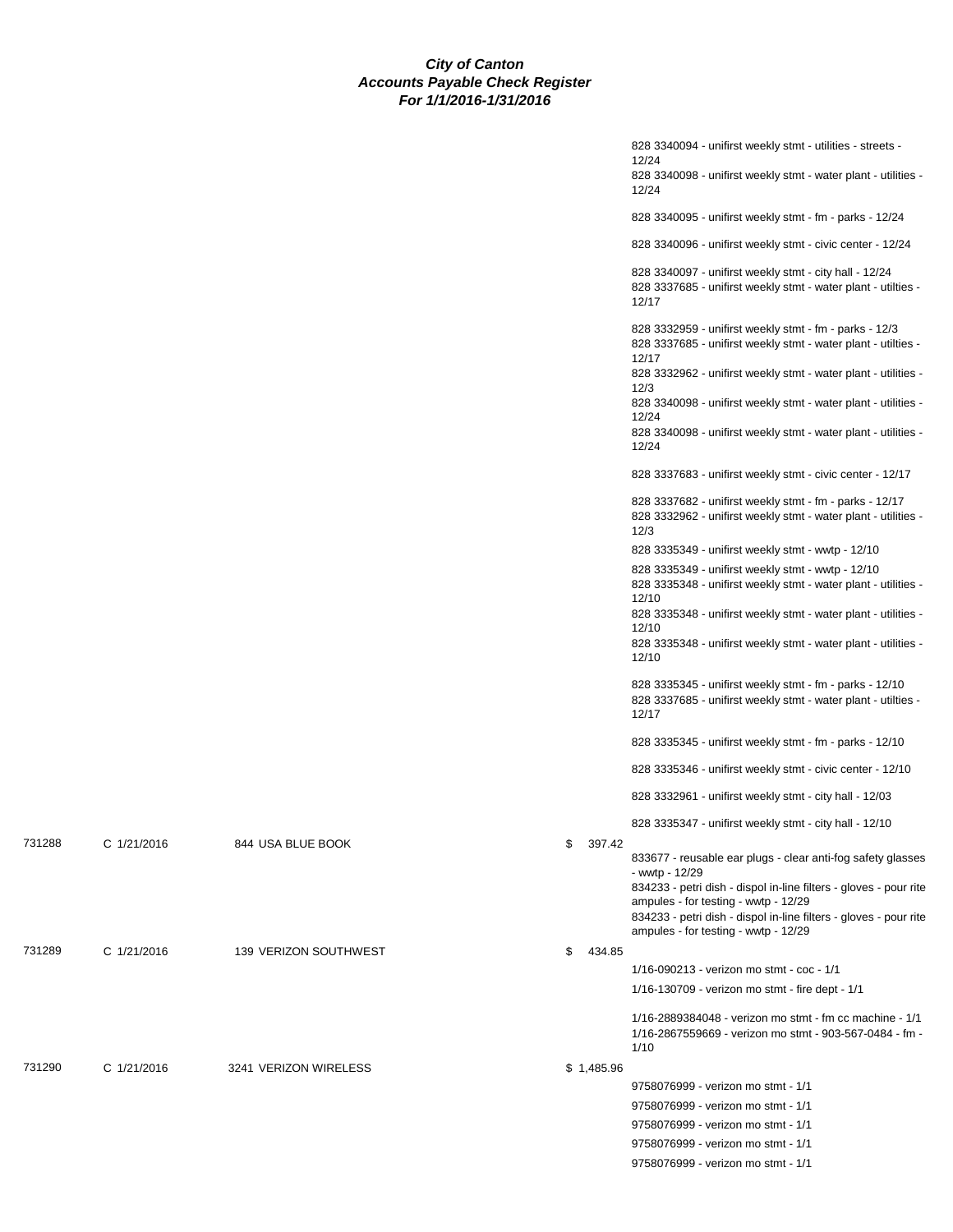**City of Canton**
**Accounts Payable Check Register**
**For 1/1/2016-1/31/2016**

| Check | Date | Vendor | Amount | Description |
|---|---|---|---|---|
| | | | | 828 3340094 - unifirst weekly stmt - utilities - streets - 12/24 |
| | | | | 828 3340098 - unifirst weekly stmt - water plant - utilities - 12/24 |
| | | | | 828 3340095 - unifirst weekly stmt - fm - parks - 12/24 |
| | | | | 828 3340096 - unifirst weekly stmt - civic center - 12/24 |
| | | | | 828 3340097 - unifirst weekly stmt - city hall - 12/24 |
| | | | | 828 3337685 - unifirst weekly stmt - water plant - utilties - 12/17 |
| | | | | 828 3332959 - unifirst weekly stmt - fm - parks - 12/3 |
| | | | | 828 3337685 - unifirst weekly stmt - water plant - utilties - 12/17 |
| | | | | 828 3332962 - unifirst weekly stmt - water plant - utilities - 12/3 |
| | | | | 828 3340098 - unifirst weekly stmt - water plant - utilities - 12/24 |
| | | | | 828 3340098 - unifirst weekly stmt - water plant - utilities - 12/24 |
| | | | | 828 3337683 - unifirst weekly stmt - civic center - 12/17 |
| | | | | 828 3337682 - unifirst weekly stmt - fm - parks - 12/17 |
| | | | | 828 3332962 - unifirst weekly stmt - water plant - utilities - 12/3 |
| | | | | 828 3335349 - unifirst weekly stmt - wwtp - 12/10 |
| | | | | 828 3335349 - unifirst weekly stmt - wwtp - 12/10 |
| | | | | 828 3335348 - unifirst weekly stmt - water plant - utilities - 12/10 |
| | | | | 828 3335348 - unifirst weekly stmt - water plant - utilities - 12/10 |
| | | | | 828 3335348 - unifirst weekly stmt - water plant - utilities - 12/10 |
| | | | | 828 3335345 - unifirst weekly stmt - fm - parks - 12/10 |
| | | | | 828 3337685 - unifirst weekly stmt - water plant - utilties - 12/17 |
| | | | | 828 3335345 - unifirst weekly stmt - fm - parks - 12/10 |
| | | | | 828 3335346 - unifirst weekly stmt - civic center - 12/10 |
| | | | | 828 3332961 - unifirst weekly stmt - city hall - 12/03 |
| | | | | 828 3335347 - unifirst weekly stmt - city hall - 12/10 |
| 731288 | C 1/21/2016 | 844 USA BLUE BOOK | $ 397.42 | |
| | | | | 833677 - reusable ear plugs - clear anti-fog safety glasses - wwtp - 12/29 |
| | | | | 834233 - petri dish - dispol in-line filters - gloves - pour rite ampules - for testing - wwtp - 12/29 |
| | | | | 834233 - petri dish - dispol in-line filters - gloves - pour rite ampules - for testing - wwtp - 12/29 |
| 731289 | C 1/21/2016 | 139 VERIZON SOUTHWEST | $ 434.85 | |
| | | | | 1/16-090213 - verizon mo stmt - coc - 1/1 |
| | | | | 1/16-130709 - verizon mo stmt - fire dept - 1/1 |
| | | | | 1/16-2889384048 - verizon mo stmt - fm cc machine - 1/1 |
| | | | | 1/16-2867559669 - verizon mo stmt - 903-567-0484 - fm - 1/10 |
| 731290 | C 1/21/2016 | 3241 VERIZON WIRELESS | $ 1,485.96 | |
| | | | | 9758076999 - verizon mo stmt - 1/1 |
| | | | | 9758076999 - verizon mo stmt - 1/1 |
| | | | | 9758076999 - verizon mo stmt - 1/1 |
| | | | | 9758076999 - verizon mo stmt - 1/1 |
| | | | | 9758076999 - verizon mo stmt - 1/1 |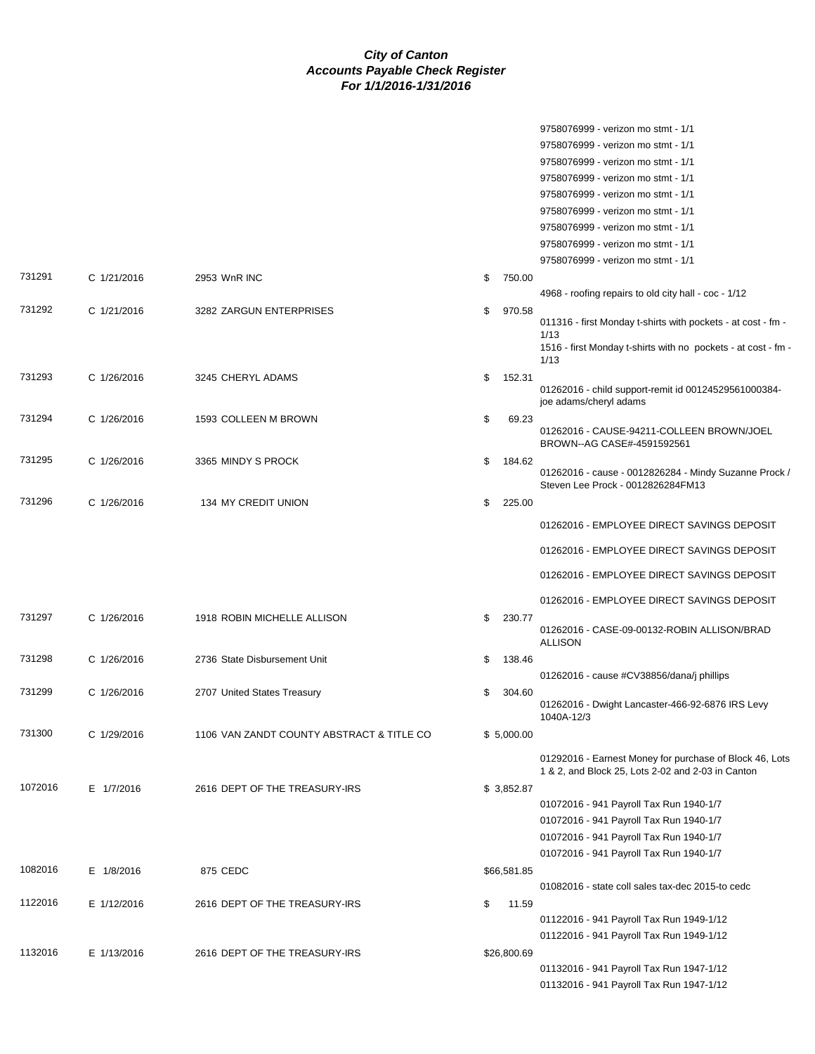***City of Canton***
***Accounts Payable Check Register***
***For 1/1/2016-1/31/2016***

| Check # | Type/Date | Vendor | Amount | Description |
|---|---|---|---|---|
| | | | | 9758076999 - verizon mo stmt - 1/1 |
| | | | | 9758076999 - verizon mo stmt - 1/1 |
| | | | | 9758076999 - verizon mo stmt - 1/1 |
| | | | | 9758076999 - verizon mo stmt - 1/1 |
| | | | | 9758076999 - verizon mo stmt - 1/1 |
| | | | | 9758076999 - verizon mo stmt - 1/1 |
| | | | | 9758076999 - verizon mo stmt - 1/1 |
| | | | | 9758076999 - verizon mo stmt - 1/1 |
| | | | | 9758076999 - verizon mo stmt - 1/1 |
| 731291 | C 1/21/2016 | 2953 WnR INC | $ 750.00 | |
| | | | | 4968 - roofing repairs to old city hall - coc - 1/12 |
| 731292 | C 1/21/2016 | 3282 ZARGUN ENTERPRISES | $ 970.58 | |
| | | | | 011316 - first Monday t-shirts with pockets - at cost - fm - 1/13 |
| | | | | 1516 - first Monday t-shirts with no pockets - at cost - fm - 1/13 |
| 731293 | C 1/26/2016 | 3245 CHERYL ADAMS | $ 152.31 | |
| | | | | 01262016 - child support-remit id 00124529561000384-joe adams/cheryl adams |
| 731294 | C 1/26/2016 | 1593 COLLEEN M BROWN | $ 69.23 | |
| | | | | 01262016 - CAUSE-94211-COLLEEN BROWN/JOEL BROWN--AG CASE#-4591592561 |
| 731295 | C 1/26/2016 | 3365 MINDY S PROCK | $ 184.62 | |
| | | | | 01262016 - cause - 0012826284 - Mindy Suzanne Prock / Steven Lee Prock - 0012826284FM13 |
| 731296 | C 1/26/2016 | 134 MY CREDIT UNION | $ 225.00 | |
| | | | | 01262016 - EMPLOYEE DIRECT SAVINGS DEPOSIT |
| | | | | 01262016 - EMPLOYEE DIRECT SAVINGS DEPOSIT |
| | | | | 01262016 - EMPLOYEE DIRECT SAVINGS DEPOSIT |
| | | | | 01262016 - EMPLOYEE DIRECT SAVINGS DEPOSIT |
| 731297 | C 1/26/2016 | 1918 ROBIN MICHELLE ALLISON | $ 230.77 | |
| | | | | 01262016 - CASE-09-00132-ROBIN ALLISON/BRAD ALLISON |
| 731298 | C 1/26/2016 | 2736 State Disbursement Unit | $ 138.46 | |
| | | | | 01262016 - cause #CV38856/dana/j phillips |
| 731299 | C 1/26/2016 | 2707 United States Treasury | $ 304.60 | |
| | | | | 01262016 - Dwight Lancaster-466-92-6876 IRS Levy 1040A-12/3 |
| 731300 | C 1/29/2016 | 1106 VAN ZANDT COUNTY ABSTRACT & TITLE CO | $ 5,000.00 | |
| | | | | 01292016 - Earnest Money for purchase of Block 46, Lots 1 & 2, and Block 25, Lots 2-02 and 2-03 in Canton |
| 1072016 | E 1/7/2016 | 2616 DEPT OF THE TREASURY-IRS | $ 3,852.87 | |
| | | | | 01072016 - 941 Payroll Tax Run 1940-1/7 |
| | | | | 01072016 - 941 Payroll Tax Run 1940-1/7 |
| | | | | 01072016 - 941 Payroll Tax Run 1940-1/7 |
| | | | | 01072016 - 941 Payroll Tax Run 1940-1/7 |
| 1082016 | E 1/8/2016 | 875 CEDC | $66,581.85 | |
| | | | | 01082016 - state coll sales tax-dec 2015-to cedc |
| 1122016 | E 1/12/2016 | 2616 DEPT OF THE TREASURY-IRS | $ 11.59 | |
| | | | | 01122016 - 941 Payroll Tax Run 1949-1/12 |
| | | | | 01122016 - 941 Payroll Tax Run 1949-1/12 |
| 1132016 | E 1/13/2016 | 2616 DEPT OF THE TREASURY-IRS | $26,800.69 | |
| | | | | 01132016 - 941 Payroll Tax Run 1947-1/12 |
| | | | | 01132016 - 941 Payroll Tax Run 1947-1/12 |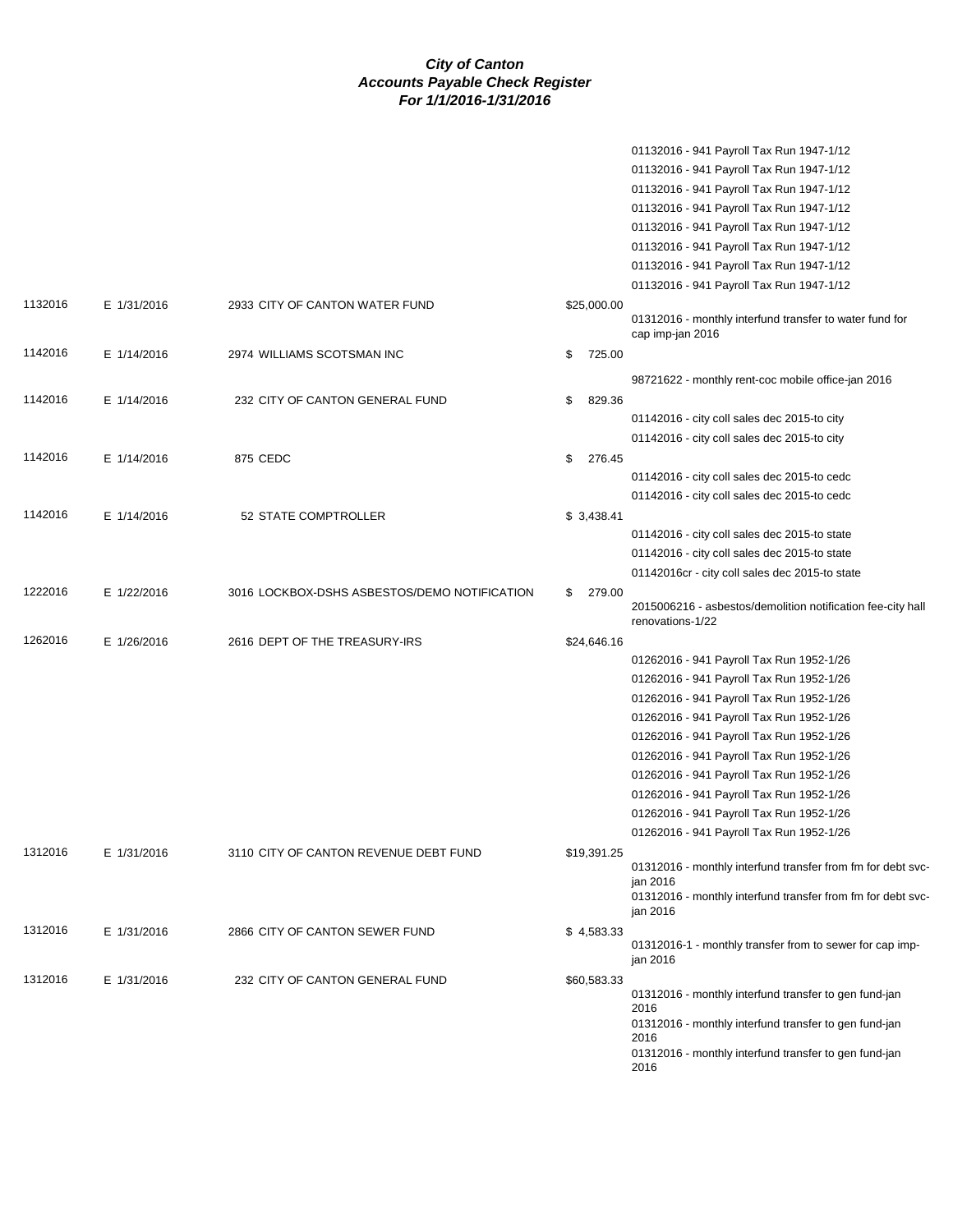# City of Canton
## Accounts Payable Check Register
### For 1/1/2016-1/31/2016

| | | | | |
|---|---|---|---|---|
| | | | | 01132016 - 941 Payroll Tax Run 1947-1/12 |
| | | | | 01132016 - 941 Payroll Tax Run 1947-1/12 |
| | | | | 01132016 - 941 Payroll Tax Run 1947-1/12 |
| | | | | 01132016 - 941 Payroll Tax Run 1947-1/12 |
| | | | | 01132016 - 941 Payroll Tax Run 1947-1/12 |
| | | | | 01132016 - 941 Payroll Tax Run 1947-1/12 |
| | | | | 01132016 - 941 Payroll Tax Run 1947-1/12 |
| | | | | 01132016 - 941 Payroll Tax Run 1947-1/12 |
| 1132016 | E 1/31/2016 | 2933 CITY OF CANTON WATER FUND | $25,000.00 | 01312016 - monthly interfund transfer to water fund for cap imp-jan 2016 |
| 1142016 | E 1/14/2016 | 2974 WILLIAMS SCOTSMAN INC | $ 725.00 | 98721622 - monthly rent-coc mobile office-jan 2016 |
| 1142016 | E 1/14/2016 | 232 CITY OF CANTON GENERAL FUND | $ 829.36 | 01142016 - city coll sales dec 2015-to city |
| | | | | 01142016 - city coll sales dec 2015-to city |
| 1142016 | E 1/14/2016 | 875 CEDC | $ 276.45 | 01142016 - city coll sales dec 2015-to cedc |
| | | | | 01142016 - city coll sales dec 2015-to cedc |
| 1142016 | E 1/14/2016 | 52 STATE COMPTROLLER | $ 3,438.41 | 01142016 - city coll sales dec 2015-to state |
| | | | | 01142016 - city coll sales dec 2015-to state |
| | | | | 01142016cr - city coll sales dec 2015-to state |
| 1222016 | E 1/22/2016 | 3016 LOCKBOX-DSHS ASBESTOS/DEMO NOTIFICATION | $ 279.00 | 2015006216 - asbestos/demolition notification fee-city hall renovations-1/22 |
| 1262016 | E 1/26/2016 | 2616 DEPT OF THE TREASURY-IRS | $24,646.16 | 01262016 - 941 Payroll Tax Run 1952-1/26 |
| | | | | 01262016 - 941 Payroll Tax Run 1952-1/26 |
| | | | | 01262016 - 941 Payroll Tax Run 1952-1/26 |
| | | | | 01262016 - 941 Payroll Tax Run 1952-1/26 |
| | | | | 01262016 - 941 Payroll Tax Run 1952-1/26 |
| | | | | 01262016 - 941 Payroll Tax Run 1952-1/26 |
| | | | | 01262016 - 941 Payroll Tax Run 1952-1/26 |
| | | | | 01262016 - 941 Payroll Tax Run 1952-1/26 |
| | | | | 01262016 - 941 Payroll Tax Run 1952-1/26 |
| | | | | 01262016 - 941 Payroll Tax Run 1952-1/26 |
| 1312016 | E 1/31/2016 | 3110 CITY OF CANTON REVENUE DEBT FUND | $19,391.25 | 01312016 - monthly interfund transfer from fm for debt svc-jan 2016 |
| | | | | 01312016 - monthly interfund transfer from fm for debt svc-jan 2016 |
| 1312016 | E 1/31/2016 | 2866 CITY OF CANTON SEWER FUND | $ 4,583.33 | 01312016-1 - monthly transfer from to sewer for cap imp-jan 2016 |
| 1312016 | E 1/31/2016 | 232 CITY OF CANTON GENERAL FUND | $60,583.33 | 01312016 - monthly interfund transfer to gen fund-jan 2016 |
| | | | | 01312016 - monthly interfund transfer to gen fund-jan 2016 |
| | | | | 01312016 - monthly interfund transfer to gen fund-jan 2016 |